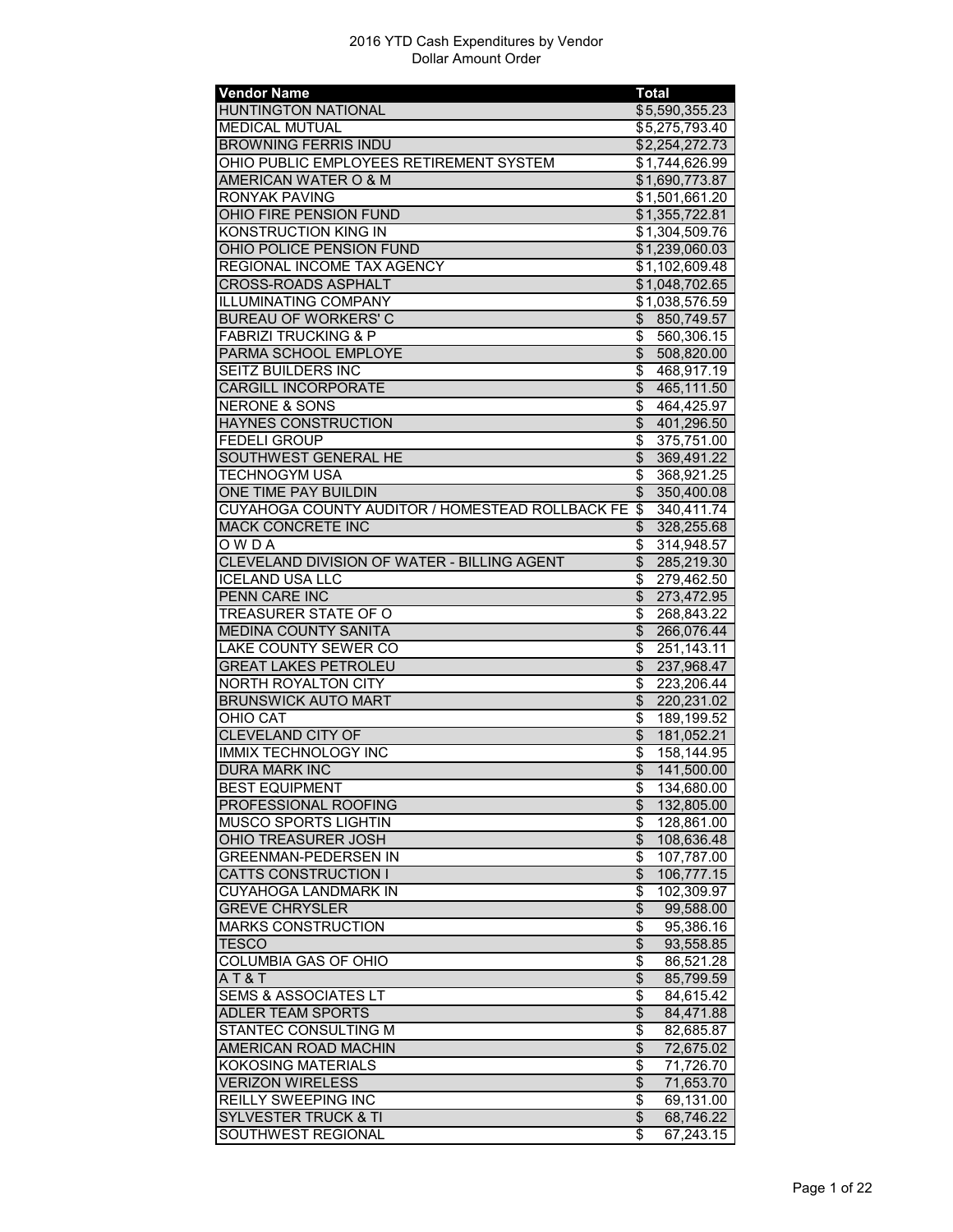# 2016 YTD Cash Expenditures by Vendor
Dollar Amount Order

| Vendor Name | Total |
|---|---|
| HUNTINGTON NATIONAL | $5,590,355.23 |
| MEDICAL MUTUAL | $5,275,793.40 |
| BROWNING FERRIS INDU | $2,254,272.73 |
| OHIO PUBLIC EMPLOYEES RETIREMENT SYSTEM | $1,744,626.99 |
| AMERICAN WATER O & M | $1,690,773.87 |
| RONYAK PAVING | $1,501,661.20 |
| OHIO FIRE PENSION FUND | $1,355,722.81 |
| KONSTRUCTION KING IN | $1,304,509.76 |
| OHIO POLICE PENSION FUND | $1,239,060.03 |
| REGIONAL INCOME TAX AGENCY | $1,102,609.48 |
| CROSS-ROADS ASPHALT | $1,048,702.65 |
| ILLUMINATING COMPANY | $1,038,576.59 |
| BUREAU OF WORKERS' C | $ 850,749.57 |
| FABRIZI TRUCKING & P | $ 560,306.15 |
| PARMA SCHOOL EMPLOYE | $ 508,820.00 |
| SEITZ BUILDERS INC | $ 468,917.19 |
| CARGILL INCORPORATE | $ 465,111.50 |
| NERONE & SONS | $ 464,425.97 |
| HAYNES CONSTRUCTION | $ 401,296.50 |
| FEDELI GROUP | $ 375,751.00 |
| SOUTHWEST GENERAL HE | $ 369,491.22 |
| TECHNOGYM USA | $ 368,921.25 |
| ONE TIME PAY BUILDIN | $ 350,400.08 |
| CUYAHOGA COUNTY AUDITOR / HOMESTEAD ROLLBACK FE | $ 340,411.74 |
| MACK CONCRETE INC | $ 328,255.68 |
| O W D A | $ 314,948.57 |
| CLEVELAND DIVISION OF WATER - BILLING AGENT | $ 285,219.30 |
| ICELAND USA LLC | $ 279,462.50 |
| PENN CARE INC | $ 273,472.95 |
| TREASURER STATE OF O | $ 268,843.22 |
| MEDINA COUNTY SANITA | $ 266,076.44 |
| LAKE COUNTY SEWER CO | $ 251,143.11 |
| GREAT LAKES PETROLEU | $ 237,968.47 |
| NORTH ROYALTON CITY | $ 223,206.44 |
| BRUNSWICK AUTO MART | $ 220,231.02 |
| OHIO CAT | $ 189,199.52 |
| CLEVELAND CITY OF | $ 181,052.21 |
| IMMIX TECHNOLOGY INC | $ 158,144.95 |
| DURA MARK INC | $ 141,500.00 |
| BEST EQUIPMENT | $ 134,680.00 |
| PROFESSIONAL ROOFING | $ 132,805.00 |
| MUSCO SPORTS LIGHTIN | $ 128,861.00 |
| OHIO TREASURER JOSH | $ 108,636.48 |
| GREENMAN-PEDERSEN IN | $ 107,787.00 |
| CATTS CONSTRUCTION I | $ 106,777.15 |
| CUYAHOGA LANDMARK IN | $ 102,309.97 |
| GREVE CHRYSLER | $ 99,588.00 |
| MARKS CONSTRUCTION | $ 95,386.16 |
| TESCO | $ 93,558.85 |
| COLUMBIA GAS OF OHIO | $ 86,521.28 |
| A T & T | $ 85,799.59 |
| SEMS & ASSOCIATES LT | $ 84,615.42 |
| ADLER TEAM SPORTS | $ 84,471.88 |
| STANTEC CONSULTING M | $ 82,685.87 |
| AMERICAN ROAD MACHIN | $ 72,675.02 |
| KOKOSING MATERIALS | $ 71,726.70 |
| VERIZON WIRELESS | $ 71,653.70 |
| REILLY SWEEPING INC | $ 69,131.00 |
| SYLVESTER TRUCK & TI | $ 68,746.22 |
| SOUTHWEST REGIONAL | $ 67,243.15 |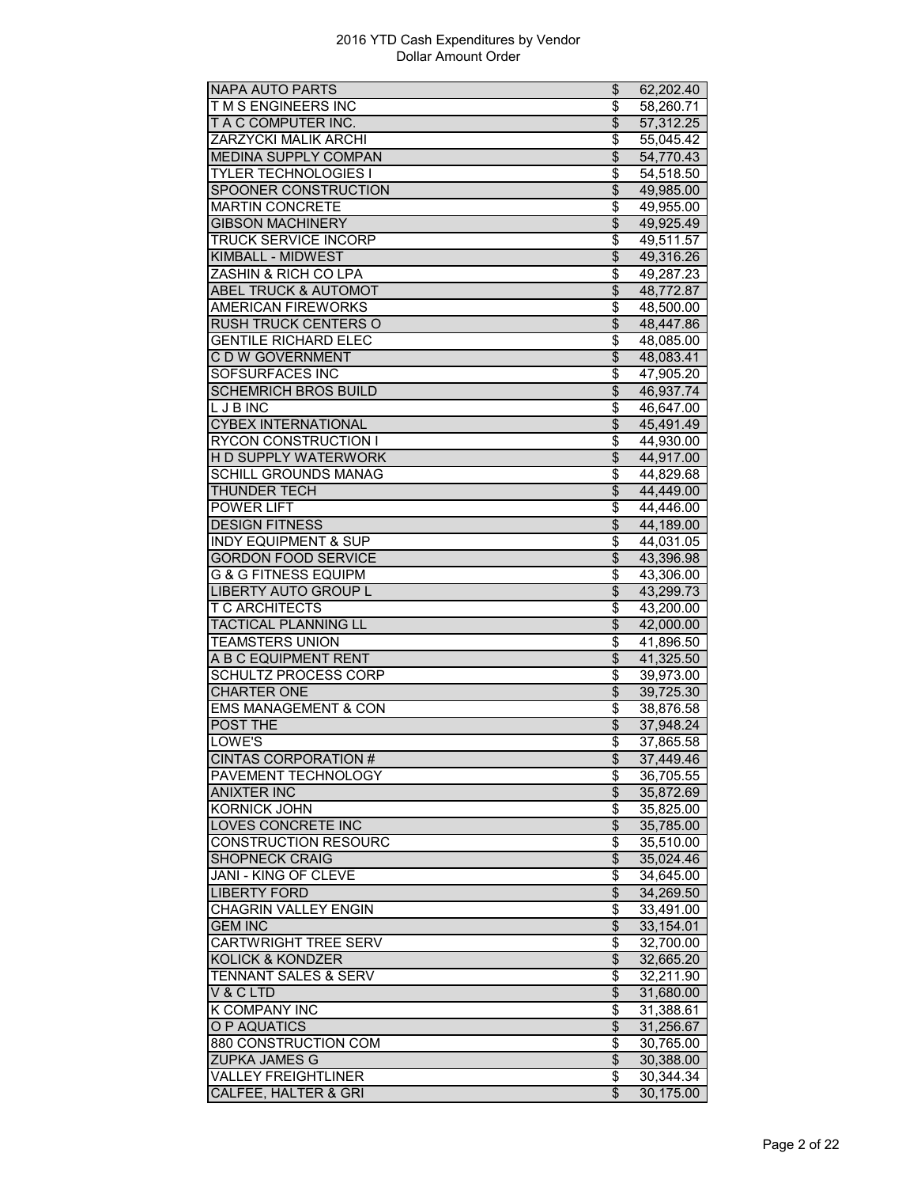2016 YTD Cash Expenditures by Vendor
Dollar Amount Order

| Vendor | | Amount |
|---|---|---|
| NAPA AUTO PARTS | $ | 62,202.40 |
| T M S ENGINEERS INC | $ | 58,260.71 |
| T A C COMPUTER INC. | $ | 57,312.25 |
| ZARZYCKI MALIK ARCHI | $ | 55,045.42 |
| MEDINA SUPPLY COMPAN | $ | 54,770.43 |
| TYLER TECHNOLOGIES I | $ | 54,518.50 |
| SPOONER CONSTRUCTION | $ | 49,985.00 |
| MARTIN CONCRETE | $ | 49,955.00 |
| GIBSON MACHINERY | $ | 49,925.49 |
| TRUCK SERVICE INCORP | $ | 49,511.57 |
| KIMBALL - MIDWEST | $ | 49,316.26 |
| ZASHIN & RICH CO LPA | $ | 49,287.23 |
| ABEL TRUCK & AUTOMOT | $ | 48,772.87 |
| AMERICAN FIREWORKS | $ | 48,500.00 |
| RUSH TRUCK CENTERS O | $ | 48,447.86 |
| GENTILE RICHARD ELEC | $ | 48,085.00 |
| C D W GOVERNMENT | $ | 48,083.41 |
| SOFSURFACES INC | $ | 47,905.20 |
| SCHEMRICH BROS BUILD | $ | 46,937.74 |
| L J B INC | $ | 46,647.00 |
| CYBEX INTERNATIONAL | $ | 45,491.49 |
| RYCON CONSTRUCTION I | $ | 44,930.00 |
| H D SUPPLY WATERWORK | $ | 44,917.00 |
| SCHILL GROUNDS MANAG | $ | 44,829.68 |
| THUNDER TECH | $ | 44,449.00 |
| POWER LIFT | $ | 44,446.00 |
| DESIGN FITNESS | $ | 44,189.00 |
| INDY EQUIPMENT & SUP | $ | 44,031.05 |
| GORDON FOOD SERVICE | $ | 43,396.98 |
| G & G FITNESS EQUIPM | $ | 43,306.00 |
| LIBERTY AUTO GROUP L | $ | 43,299.73 |
| T C ARCHITECTS | $ | 43,200.00 |
| TACTICAL PLANNING LL | $ | 42,000.00 |
| TEAMSTERS UNION | $ | 41,896.50 |
| A B C EQUIPMENT RENT | $ | 41,325.50 |
| SCHULTZ PROCESS CORP | $ | 39,973.00 |
| CHARTER ONE | $ | 39,725.30 |
| EMS MANAGEMENT & CON | $ | 38,876.58 |
| POST THE | $ | 37,948.24 |
| LOWE'S | $ | 37,865.58 |
| CINTAS CORPORATION # | $ | 37,449.46 |
| PAVEMENT TECHNOLOGY | $ | 36,705.55 |
| ANIXTER INC | $ | 35,872.69 |
| KORNICK JOHN | $ | 35,825.00 |
| LOVES CONCRETE INC | $ | 35,785.00 |
| CONSTRUCTION RESOURC | $ | 35,510.00 |
| SHOPNECK CRAIG | $ | 35,024.46 |
| JANI - KING OF CLEVE | $ | 34,645.00 |
| LIBERTY FORD | $ | 34,269.50 |
| CHAGRIN VALLEY ENGIN | $ | 33,491.00 |
| GEM INC | $ | 33,154.01 |
| CARTWRIGHT TREE SERV | $ | 32,700.00 |
| KOLICK & KONDZER | $ | 32,665.20 |
| TENNANT SALES & SERV | $ | 32,211.90 |
| V & C LTD | $ | 31,680.00 |
| K COMPANY INC | $ | 31,388.61 |
| O P AQUATICS | $ | 31,256.67 |
| 880 CONSTRUCTION COM | $ | 30,765.00 |
| ZUPKA JAMES G | $ | 30,388.00 |
| VALLEY FREIGHTLINER | $ | 30,344.34 |
| CALFEE, HALTER & GRI | $ | 30,175.00 |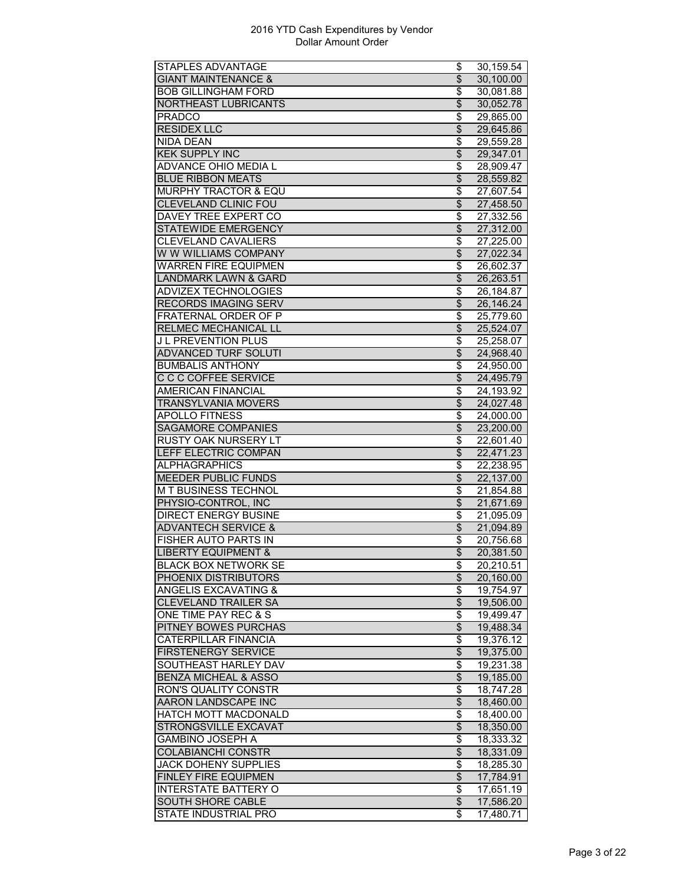2016 YTD Cash Expenditures by Vendor
Dollar Amount Order

| Vendor | | Amount |
|---|---|---|
| STAPLES ADVANTAGE | $ | 30,159.54 |
| GIANT MAINTENANCE & | $ | 30,100.00 |
| BOB GILLINGHAM FORD | $ | 30,081.88 |
| NORTHEAST LUBRICANTS | $ | 30,052.78 |
| PRADCO | $ | 29,865.00 |
| RESIDEX LLC | $ | 29,645.86 |
| NIDA DEAN | $ | 29,559.28 |
| KEK SUPPLY INC | $ | 29,347.01 |
| ADVANCE OHIO MEDIA L | $ | 28,909.47 |
| BLUE RIBBON MEATS | $ | 28,559.82 |
| MURPHY TRACTOR & EQU | $ | 27,607.54 |
| CLEVELAND CLINIC FOU | $ | 27,458.50 |
| DAVEY TREE EXPERT CO | $ | 27,332.56 |
| STATEWIDE EMERGENCY | $ | 27,312.00 |
| CLEVELAND CAVALIERS | $ | 27,225.00 |
| W W WILLIAMS COMPANY | $ | 27,022.34 |
| WARREN FIRE EQUIPMEN | $ | 26,602.37 |
| LANDMARK LAWN & GARD | $ | 26,263.51 |
| ADVIZEX TECHNOLOGIES | $ | 26,184.87 |
| RECORDS IMAGING SERV | $ | 26,146.24 |
| FRATERNAL ORDER OF P | $ | 25,779.60 |
| RELMEC MECHANICAL LL | $ | 25,524.07 |
| J L PREVENTION PLUS | $ | 25,258.07 |
| ADVANCED TURF SOLUTI | $ | 24,968.40 |
| BUMBALIS ANTHONY | $ | 24,950.00 |
| C C C COFFEE SERVICE | $ | 24,495.79 |
| AMERICAN FINANCIAL | $ | 24,193.92 |
| TRANSYLVANIA MOVERS | $ | 24,027.48 |
| APOLLO FITNESS | $ | 24,000.00 |
| SAGAMORE COMPANIES | $ | 23,200.00 |
| RUSTY OAK NURSERY LT | $ | 22,601.40 |
| LEFF ELECTRIC COMPAN | $ | 22,471.23 |
| ALPHAGRAPHICS | $ | 22,238.95 |
| MEEDER PUBLIC FUNDS | $ | 22,137.00 |
| M T BUSINESS TECHNOL | $ | 21,854.88 |
| PHYSIO-CONTROL, INC | $ | 21,671.69 |
| DIRECT ENERGY BUSINE | $ | 21,095.09 |
| ADVANTECH SERVICE & | $ | 21,094.89 |
| FISHER AUTO PARTS IN | $ | 20,756.68 |
| LIBERTY EQUIPMENT & | $ | 20,381.50 |
| BLACK BOX NETWORK SE | $ | 20,210.51 |
| PHOENIX DISTRIBUTORS | $ | 20,160.00 |
| ANGELIS EXCAVATING & | $ | 19,754.97 |
| CLEVELAND TRAILER SA | $ | 19,506.00 |
| ONE TIME PAY REC & S | $ | 19,499.47 |
| PITNEY BOWES PURCHAS | $ | 19,488.34 |
| CATERPILLAR FINANCIA | $ | 19,376.12 |
| FIRSTENERGY SERVICE | $ | 19,375.00 |
| SOUTHEAST HARLEY DAV | $ | 19,231.38 |
| BENZA MICHEAL & ASSO | $ | 19,185.00 |
| RON'S QUALITY CONSTR | $ | 18,747.28 |
| AARON LANDSCAPE INC | $ | 18,460.00 |
| HATCH MOTT MACDONALD | $ | 18,400.00 |
| STRONGSVILLE EXCAVAT | $ | 18,350.00 |
| GAMBINO JOSEPH A | $ | 18,333.32 |
| COLABIANCHI CONSTR | $ | 18,331.09 |
| JACK DOHENY SUPPLIES | $ | 18,285.30 |
| FINLEY FIRE EQUIPMEN | $ | 17,784.91 |
| INTERSTATE BATTERY O | $ | 17,651.19 |
| SOUTH SHORE CABLE | $ | 17,586.20 |
| STATE INDUSTRIAL PRO | $ | 17,480.71 |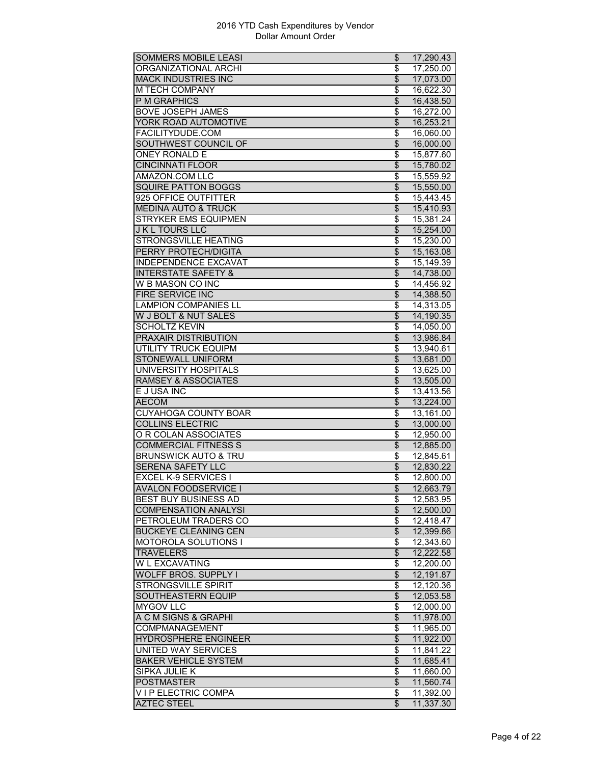2016 YTD Cash Expenditures by Vendor
Dollar Amount Order

| Vendor | | Amount |
|---|---|---|
| SOMMERS MOBILE LEASI | $ | 17,290.43 |
| ORGANIZATIONAL ARCHI | $ | 17,250.00 |
| MACK INDUSTRIES INC | $ | 17,073.00 |
| M TECH COMPANY | $ | 16,622.30 |
| P M GRAPHICS | $ | 16,438.50 |
| BOVE JOSEPH JAMES | $ | 16,272.00 |
| YORK ROAD AUTOMOTIVE | $ | 16,253.21 |
| FACILITYDUDE.COM | $ | 16,060.00 |
| SOUTHWEST COUNCIL OF | $ | 16,000.00 |
| ONEY RONALD E | $ | 15,877.60 |
| CINCINNATI FLOOR | $ | 15,780.02 |
| AMAZON.COM LLC | $ | 15,559.92 |
| SQUIRE PATTON BOGGS | $ | 15,550.00 |
| 925 OFFICE OUTFITTER | $ | 15,443.45 |
| MEDINA AUTO & TRUCK | $ | 15,410.93 |
| STRYKER EMS EQUIPMEN | $ | 15,381.24 |
| J K L TOURS LLC | $ | 15,254.00 |
| STRONGSVILLE HEATING | $ | 15,230.00 |
| PERRY PROTECH/DIGITA | $ | 15,163.08 |
| INDEPENDENCE EXCAVAT | $ | 15,149.39 |
| INTERSTATE SAFETY & | $ | 14,738.00 |
| W B MASON CO INC | $ | 14,456.92 |
| FIRE SERVICE INC | $ | 14,388.50 |
| LAMPION COMPANIES LL | $ | 14,313.05 |
| W J BOLT & NUT SALES | $ | 14,190.35 |
| SCHOLTZ KEVIN | $ | 14,050.00 |
| PRAXAIR DISTRIBUTION | $ | 13,986.84 |
| UTILITY TRUCK EQUIPM | $ | 13,940.61 |
| STONEWALL UNIFORM | $ | 13,681.00 |
| UNIVERSITY HOSPITALS | $ | 13,625.00 |
| RAMSEY & ASSOCIATES | $ | 13,505.00 |
| E J USA INC | $ | 13,413.56 |
| AECOM | $ | 13,224.00 |
| CUYAHOGA COUNTY BOAR | $ | 13,161.00 |
| COLLINS ELECTRIC | $ | 13,000.00 |
| O R COLAN ASSOCIATES | $ | 12,950.00 |
| COMMERCIAL FITNESS S | $ | 12,885.00 |
| BRUNSWICK AUTO & TRU | $ | 12,845.61 |
| SERENA SAFETY LLC | $ | 12,830.22 |
| EXCEL K-9 SERVICES I | $ | 12,800.00 |
| AVALON FOODSERVICE I | $ | 12,663.79 |
| BEST BUY BUSINESS AD | $ | 12,583.95 |
| COMPENSATION ANALYSI | $ | 12,500.00 |
| PETROLEUM TRADERS CO | $ | 12,418.47 |
| BUCKEYE CLEANING CEN | $ | 12,399.86 |
| MOTOROLA SOLUTIONS I | $ | 12,343.60 |
| TRAVELERS | $ | 12,222.58 |
| W L EXCAVATING | $ | 12,200.00 |
| WOLFF BROS. SUPPLY I | $ | 12,191.87 |
| STRONGSVILLE SPIRIT | $ | 12,120.36 |
| SOUTHEASTERN EQUIP | $ | 12,053.58 |
| MYGOV LLC | $ | 12,000.00 |
| A C M SIGNS & GRAPHI | $ | 11,978.00 |
| COMPMANAGEMENT | $ | 11,965.00 |
| HYDROSPHERE ENGINEER | $ | 11,922.00 |
| UNITED WAY SERVICES | $ | 11,841.22 |
| BAKER VEHICLE SYSTEM | $ | 11,685.41 |
| SIPKA JULIE K | $ | 11,660.00 |
| POSTMASTER | $ | 11,560.74 |
| V I P ELECTRIC COMPA | $ | 11,392.00 |
| AZTEC STEEL | $ | 11,337.30 |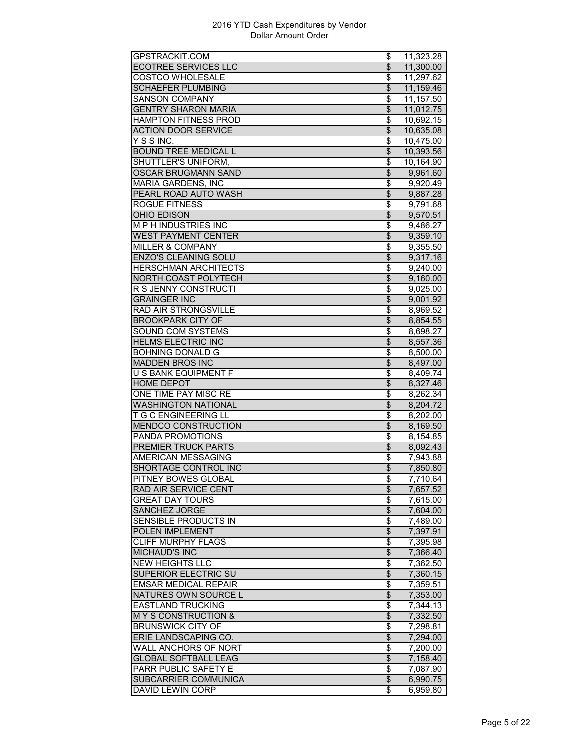2016 YTD Cash Expenditures by Vendor
Dollar Amount Order

| Vendor | | Amount |
|---|---|---|
| GPSTRACKIT.COM | $ | 11,323.28 |
| ECOTREE SERVICES LLC | $ | 11,300.00 |
| COSTCO WHOLESALE | $ | 11,297.62 |
| SCHAEFER PLUMBING | $ | 11,159.46 |
| SANSON COMPANY | $ | 11,157.50 |
| GENTRY SHARON MARIA | $ | 11,012.75 |
| HAMPTON FITNESS PROD | $ | 10,692.15 |
| ACTION DOOR SERVICE | $ | 10,635.08 |
| Y S S INC. | $ | 10,475.00 |
| BOUND TREE MEDICAL L | $ | 10,393.56 |
| SHUTTLER'S UNIFORM, | $ | 10,164.90 |
| OSCAR BRUGMANN SAND | $ | 9,961.60 |
| MARIA GARDENS, INC | $ | 9,920.49 |
| PEARL ROAD AUTO WASH | $ | 9,887.28 |
| ROGUE FITNESS | $ | 9,791.68 |
| OHIO EDISON | $ | 9,570.51 |
| M P H INDUSTRIES INC | $ | 9,486.27 |
| WEST PAYMENT CENTER | $ | 9,359.10 |
| MILLER & COMPANY | $ | 9,355.50 |
| ENZO'S CLEANING SOLU | $ | 9,317.16 |
| HERSCHMAN ARCHITECTS | $ | 9,240.00 |
| NORTH COAST POLYTECH | $ | 9,160.00 |
| R S JENNY CONSTRUCTI | $ | 9,025.00 |
| GRAINGER INC | $ | 9,001.92 |
| RAD AIR STRONGSVILLE | $ | 8,969.52 |
| BROOKPARK CITY OF | $ | 8,854.55 |
| SOUND COM SYSTEMS | $ | 8,698.27 |
| HELMS ELECTRIC INC | $ | 8,557.36 |
| BOHNING DONALD G | $ | 8,500.00 |
| MADDEN BROS INC | $ | 8,497.00 |
| U S BANK EQUIPMENT F | $ | 8,409.74 |
| HOME DEPOT | $ | 8,327.46 |
| ONE TIME PAY MISC RE | $ | 8,262.34 |
| WASHINGTON NATIONAL | $ | 8,204.72 |
| T G C ENGINEERING LL | $ | 8,202.00 |
| MENDCO CONSTRUCTION | $ | 8,169.50 |
| PANDA PROMOTIONS | $ | 8,154.85 |
| PREMIER TRUCK PARTS | $ | 8,092.43 |
| AMERICAN MESSAGING | $ | 7,943.88 |
| SHORTAGE CONTROL INC | $ | 7,850.80 |
| PITNEY BOWES GLOBAL | $ | 7,710.64 |
| RAD AIR SERVICE CENT | $ | 7,657.52 |
| GREAT DAY TOURS | $ | 7,615.00 |
| SANCHEZ JORGE | $ | 7,604.00 |
| SENSIBLE PRODUCTS IN | $ | 7,489.00 |
| POLEN IMPLEMENT | $ | 7,397.91 |
| CLIFF MURPHY FLAGS | $ | 7,395.98 |
| MICHAUD'S INC | $ | 7,366.40 |
| NEW HEIGHTS LLC | $ | 7,362.50 |
| SUPERIOR ELECTRIC SU | $ | 7,360.15 |
| EMSAR MEDICAL REPAIR | $ | 7,359.51 |
| NATURES OWN SOURCE L | $ | 7,353.00 |
| EASTLAND TRUCKING | $ | 7,344.13 |
| M Y S CONSTRUCTION & | $ | 7,332.50 |
| BRUNSWICK CITY OF | $ | 7,298.81 |
| ERIE LANDSCAPING CO. | $ | 7,294.00 |
| WALL ANCHORS OF NORT | $ | 7,200.00 |
| GLOBAL SOFTBALL LEAG | $ | 7,158.40 |
| PARR PUBLIC SAFETY E | $ | 7,087.90 |
| SUBCARRIER COMMUNICA | $ | 6,990.75 |
| DAVID LEWIN CORP | $ | 6,959.80 |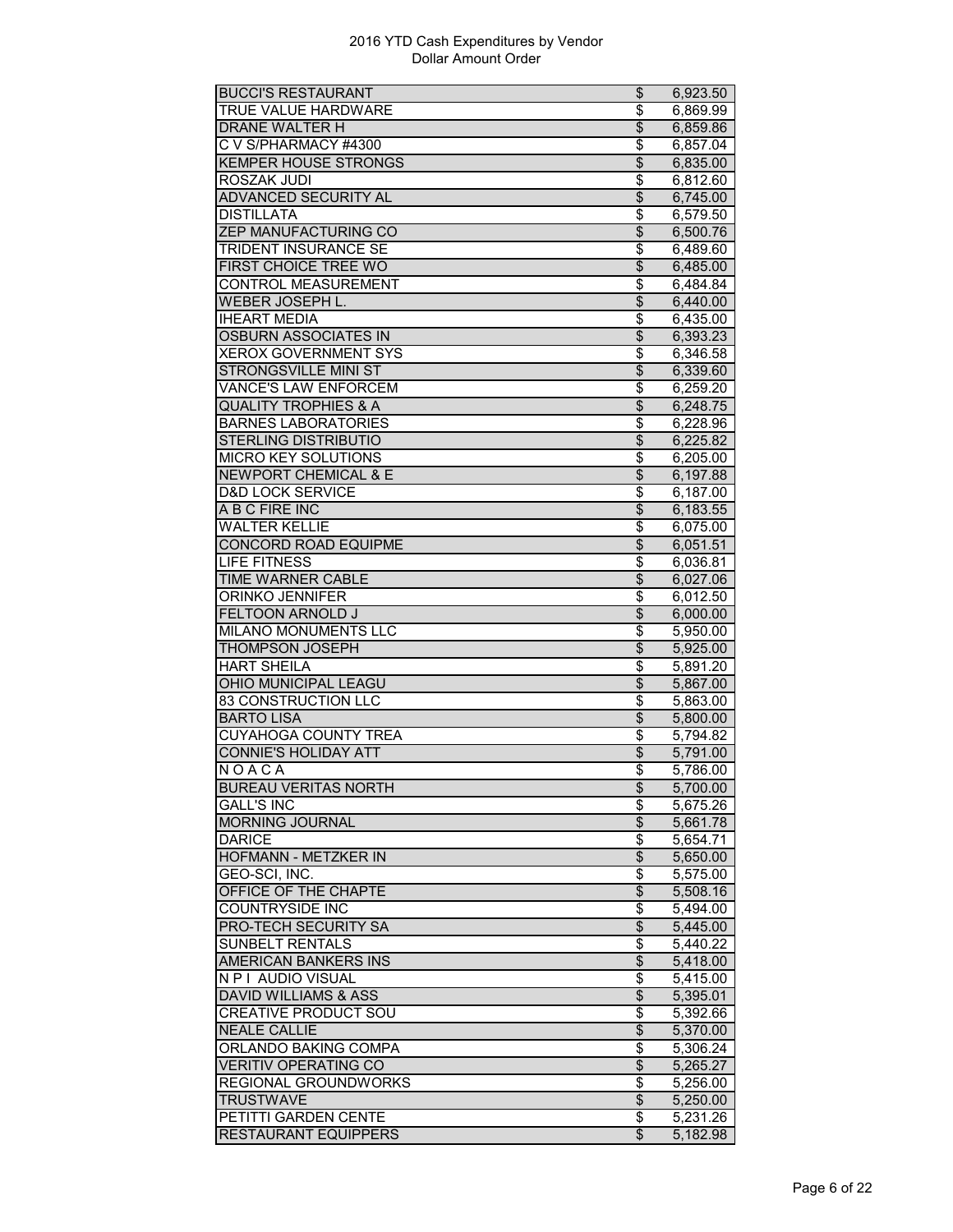2016 YTD Cash Expenditures by Vendor
Dollar Amount Order

| | | |
|---|---|---|
| BUCCI'S RESTAURANT | $ | 6,923.50 |
| TRUE VALUE HARDWARE | $ | 6,869.99 |
| DRANE WALTER H | $ | 6,859.86 |
| C V S/PHARMACY #4300 | $ | 6,857.04 |
| KEMPER HOUSE STRONGS | $ | 6,835.00 |
| ROSZAK JUDI | $ | 6,812.60 |
| ADVANCED SECURITY AL | $ | 6,745.00 |
| DISTILLATA | $ | 6,579.50 |
| ZEP MANUFACTURING CO | $ | 6,500.76 |
| TRIDENT INSURANCE SE | $ | 6,489.60 |
| FIRST CHOICE TREE WO | $ | 6,485.00 |
| CONTROL MEASUREMENT | $ | 6,484.84 |
| WEBER JOSEPH L. | $ | 6,440.00 |
| IHEART MEDIA | $ | 6,435.00 |
| OSBURN ASSOCIATES IN | $ | 6,393.23 |
| XEROX GOVERNMENT SYS | $ | 6,346.58 |
| STRONGSVILLE MINI ST | $ | 6,339.60 |
| VANCE'S LAW ENFORCEM | $ | 6,259.20 |
| QUALITY TROPHIES & A | $ | 6,248.75 |
| BARNES LABORATORIES | $ | 6,228.96 |
| STERLING DISTRIBUTIO | $ | 6,225.82 |
| MICRO KEY SOLUTIONS | $ | 6,205.00 |
| NEWPORT CHEMICAL & E | $ | 6,197.88 |
| D&D LOCK SERVICE | $ | 6,187.00 |
| A B C FIRE INC | $ | 6,183.55 |
| WALTER KELLIE | $ | 6,075.00 |
| CONCORD ROAD EQUIPME | $ | 6,051.51 |
| LIFE FITNESS | $ | 6,036.81 |
| TIME WARNER CABLE | $ | 6,027.06 |
| ORINKO JENNIFER | $ | 6,012.50 |
| FELTOON ARNOLD J | $ | 6,000.00 |
| MILANO MONUMENTS LLC | $ | 5,950.00 |
| THOMPSON JOSEPH | $ | 5,925.00 |
| HART SHEILA | $ | 5,891.20 |
| OHIO MUNICIPAL LEAGU | $ | 5,867.00 |
| 83 CONSTRUCTION LLC | $ | 5,863.00 |
| BARTO LISA | $ | 5,800.00 |
| CUYAHOGA COUNTY TREA | $ | 5,794.82 |
| CONNIE'S HOLIDAY ATT | $ | 5,791.00 |
| N O A C A | $ | 5,786.00 |
| BUREAU VERITAS NORTH | $ | 5,700.00 |
| GALL'S INC | $ | 5,675.26 |
| MORNING JOURNAL | $ | 5,661.78 |
| DARICE | $ | 5,654.71 |
| HOFMANN - METZKER IN | $ | 5,650.00 |
| GEO-SCI, INC. | $ | 5,575.00 |
| OFFICE OF THE CHAPTE | $ | 5,508.16 |
| COUNTRYSIDE INC | $ | 5,494.00 |
| PRO-TECH SECURITY SA | $ | 5,445.00 |
| SUNBELT RENTALS | $ | 5,440.22 |
| AMERICAN BANKERS INS | $ | 5,418.00 |
| N P I AUDIO VISUAL | $ | 5,415.00 |
| DAVID WILLIAMS & ASS | $ | 5,395.01 |
| CREATIVE PRODUCT SOU | $ | 5,392.66 |
| NEALE CALLIE | $ | 5,370.00 |
| ORLANDO BAKING COMPA | $ | 5,306.24 |
| VERITIV OPERATING CO | $ | 5,265.27 |
| REGIONAL GROUNDWORKS | $ | 5,256.00 |
| TRUSTWAVE | $ | 5,250.00 |
| PETITTI GARDEN CENTE | $ | 5,231.26 |
| RESTAURANT EQUIPPERS | $ | 5,182.98 |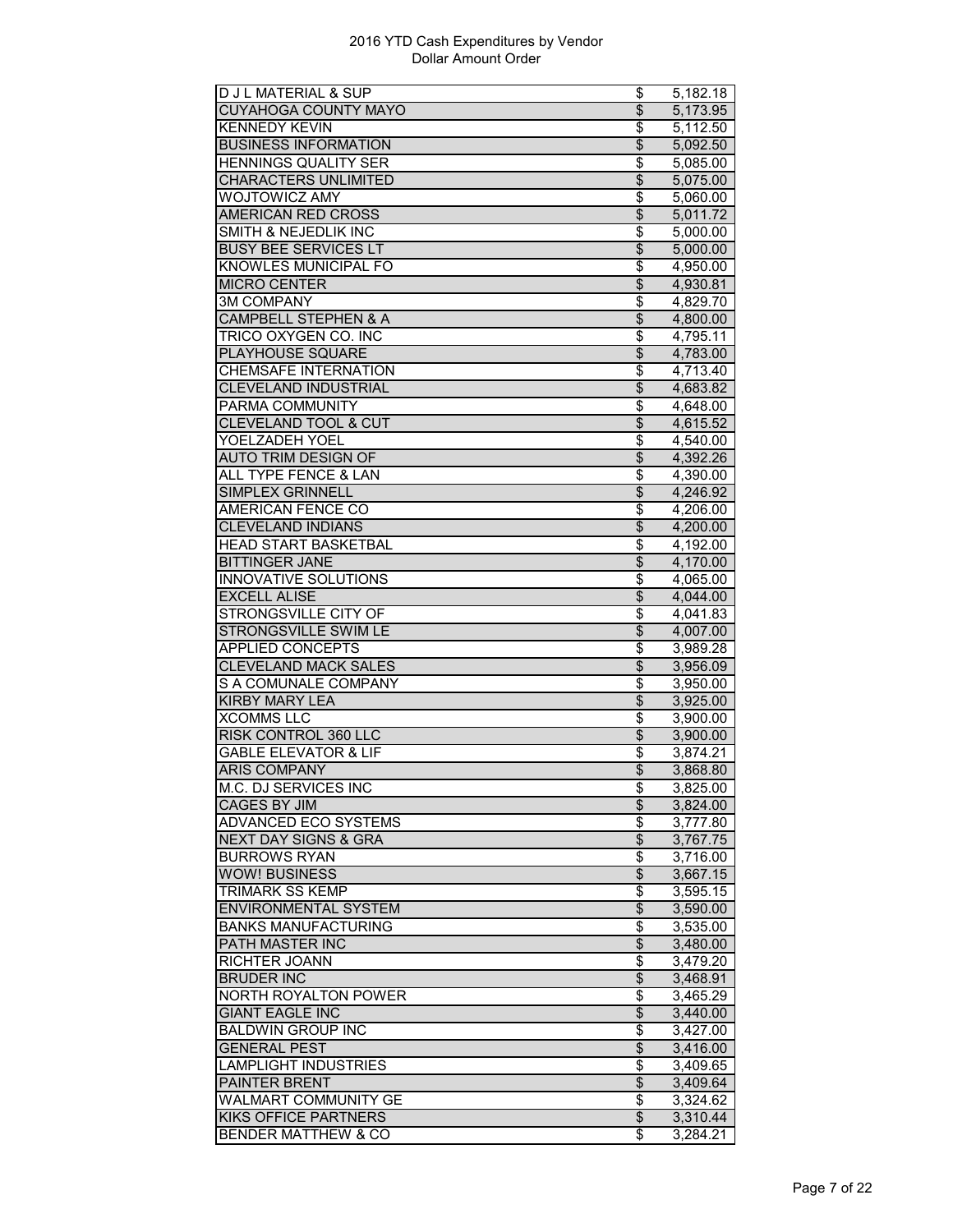2016 YTD Cash Expenditures by Vendor
Dollar Amount Order

| Vendor | | Amount |
|---|---|---|
| D J L MATERIAL & SUP | $ | 5,182.18 |
| CUYAHOGA COUNTY MAYO | $ | 5,173.95 |
| KENNEDY KEVIN | $ | 5,112.50 |
| BUSINESS INFORMATION | $ | 5,092.50 |
| HENNINGS QUALITY SER | $ | 5,085.00 |
| CHARACTERS UNLIMITED | $ | 5,075.00 |
| WOJTOWICZ AMY | $ | 5,060.00 |
| AMERICAN RED CROSS | $ | 5,011.72 |
| SMITH & NEJEDLIK INC | $ | 5,000.00 |
| BUSY BEE SERVICES LT | $ | 5,000.00 |
| KNOWLES MUNICIPAL FO | $ | 4,950.00 |
| MICRO CENTER | $ | 4,930.81 |
| 3M COMPANY | $ | 4,829.70 |
| CAMPBELL STEPHEN & A | $ | 4,800.00 |
| TRICO OXYGEN CO. INC | $ | 4,795.11 |
| PLAYHOUSE SQUARE | $ | 4,783.00 |
| CHEMSAFE INTERNATION | $ | 4,713.40 |
| CLEVELAND INDUSTRIAL | $ | 4,683.82 |
| PARMA COMMUNITY | $ | 4,648.00 |
| CLEVELAND TOOL & CUT | $ | 4,615.52 |
| YOELZADEH YOEL | $ | 4,540.00 |
| AUTO TRIM DESIGN OF | $ | 4,392.26 |
| ALL TYPE FENCE & LAN | $ | 4,390.00 |
| SIMPLEX GRINNELL | $ | 4,246.92 |
| AMERICAN FENCE CO | $ | 4,206.00 |
| CLEVELAND INDIANS | $ | 4,200.00 |
| HEAD START BASKETBAL | $ | 4,192.00 |
| BITTINGER JANE | $ | 4,170.00 |
| INNOVATIVE SOLUTIONS | $ | 4,065.00 |
| EXCELL ALISE | $ | 4,044.00 |
| STRONGSVILLE CITY OF | $ | 4,041.83 |
| STRONGSVILLE SWIM LE | $ | 4,007.00 |
| APPLIED CONCEPTS | $ | 3,989.28 |
| CLEVELAND MACK SALES | $ | 3,956.09 |
| S A COMUNALE COMPANY | $ | 3,950.00 |
| KIRBY MARY LEA | $ | 3,925.00 |
| XCOMMS LLC | $ | 3,900.00 |
| RISK CONTROL 360 LLC | $ | 3,900.00 |
| GABLE ELEVATOR & LIF | $ | 3,874.21 |
| ARIS COMPANY | $ | 3,868.80 |
| M.C. DJ SERVICES INC | $ | 3,825.00 |
| CAGES BY JIM | $ | 3,824.00 |
| ADVANCED ECO SYSTEMS | $ | 3,777.80 |
| NEXT DAY SIGNS & GRA | $ | 3,767.75 |
| BURROWS RYAN | $ | 3,716.00 |
| WOW! BUSINESS | $ | 3,667.15 |
| TRIMARK SS KEMP | $ | 3,595.15 |
| ENVIRONMENTAL SYSTEM | $ | 3,590.00 |
| BANKS MANUFACTURING | $ | 3,535.00 |
| PATH MASTER INC | $ | 3,480.00 |
| RICHTER JOANN | $ | 3,479.20 |
| BRUDER INC | $ | 3,468.91 |
| NORTH ROYALTON POWER | $ | 3,465.29 |
| GIANT EAGLE INC | $ | 3,440.00 |
| BALDWIN GROUP INC | $ | 3,427.00 |
| GENERAL PEST | $ | 3,416.00 |
| LAMPLIGHT INDUSTRIES | $ | 3,409.65 |
| PAINTER BRENT | $ | 3,409.64 |
| WALMART COMMUNITY GE | $ | 3,324.62 |
| KIKS OFFICE PARTNERS | $ | 3,310.44 |
| BENDER MATTHEW & CO | $ | 3,284.21 |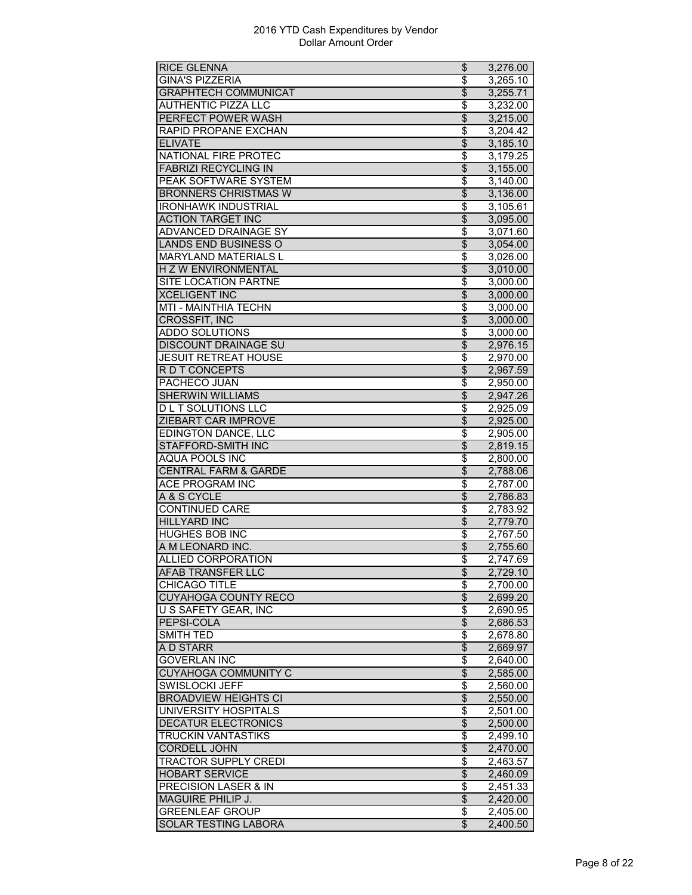# 2016 YTD Cash Expenditures by Vendor
Dollar Amount Order

| | | |
|---|---|---|
| RICE GLENNA | $ | 3,276.00 |
| GINA'S PIZZERIA | $ | 3,265.10 |
| GRAPHTECH COMMUNICAT | $ | 3,255.71 |
| AUTHENTIC PIZZA LLC | $ | 3,232.00 |
| PERFECT POWER WASH | $ | 3,215.00 |
| RAPID PROPANE EXCHAN | $ | 3,204.42 |
| ELIVATE | $ | 3,185.10 |
| NATIONAL FIRE PROTEC | $ | 3,179.25 |
| FABRIZI RECYCLING IN | $ | 3,155.00 |
| PEAK SOFTWARE SYSTEM | $ | 3,140.00 |
| BRONNERS CHRISTMAS W | $ | 3,136.00 |
| IRONHAWK INDUSTRIAL | $ | 3,105.61 |
| ACTION TARGET INC | $ | 3,095.00 |
| ADVANCED DRAINAGE SY | $ | 3,071.60 |
| LANDS END BUSINESS O | $ | 3,054.00 |
| MARYLAND MATERIALS L | $ | 3,026.00 |
| H Z W ENVIRONMENTAL | $ | 3,010.00 |
| SITE LOCATION PARTNE | $ | 3,000.00 |
| XCELIGENT INC | $ | 3,000.00 |
| MTI - MAINTHIA TECHN | $ | 3,000.00 |
| CROSSFIT, INC | $ | 3,000.00 |
| ADDO SOLUTIONS | $ | 3,000.00 |
| DISCOUNT DRAINAGE SU | $ | 2,976.15 |
| JESUIT RETREAT HOUSE | $ | 2,970.00 |
| R D T CONCEPTS | $ | 2,967.59 |
| PACHECO JUAN | $ | 2,950.00 |
| SHERWIN WILLIAMS | $ | 2,947.26 |
| D L T SOLUTIONS LLC | $ | 2,925.09 |
| ZIEBART CAR IMPROVE | $ | 2,925.00 |
| EDINGTON DANCE, LLC | $ | 2,905.00 |
| STAFFORD-SMITH INC | $ | 2,819.15 |
| AQUA POOLS INC | $ | 2,800.00 |
| CENTRAL FARM & GARDE | $ | 2,788.06 |
| ACE PROGRAM INC | $ | 2,787.00 |
| A & S CYCLE | $ | 2,786.83 |
| CONTINUED CARE | $ | 2,783.92 |
| HILLYARD INC | $ | 2,779.70 |
| HUGHES BOB INC | $ | 2,767.50 |
| A M LEONARD INC. | $ | 2,755.60 |
| ALLIED CORPORATION | $ | 2,747.69 |
| AFAB TRANSFER LLC | $ | 2,729.10 |
| CHICAGO TITLE | $ | 2,700.00 |
| CUYAHOGA COUNTY RECO | $ | 2,699.20 |
| U S SAFETY GEAR, INC | $ | 2,690.95 |
| PEPSI-COLA | $ | 2,686.53 |
| SMITH TED | $ | 2,678.80 |
| A D STARR | $ | 2,669.97 |
| GOVERLAN INC | $ | 2,640.00 |
| CUYAHOGA COMMUNITY C | $ | 2,585.00 |
| SWISLOCKI JEFF | $ | 2,560.00 |
| BROADVIEW HEIGHTS CI | $ | 2,550.00 |
| UNIVERSITY HOSPITALS | $ | 2,501.00 |
| DECATUR ELECTRONICS | $ | 2,500.00 |
| TRUCKIN VANTASTIKS | $ | 2,499.10 |
| CORDELL JOHN | $ | 2,470.00 |
| TRACTOR SUPPLY CREDI | $ | 2,463.57 |
| HOBART SERVICE | $ | 2,460.09 |
| PRECISION LASER & IN | $ | 2,451.33 |
| MAGUIRE PHILIP J. | $ | 2,420.00 |
| GREENLEAF GROUP | $ | 2,405.00 |
| SOLAR TESTING LABORA | $ | 2,400.50 |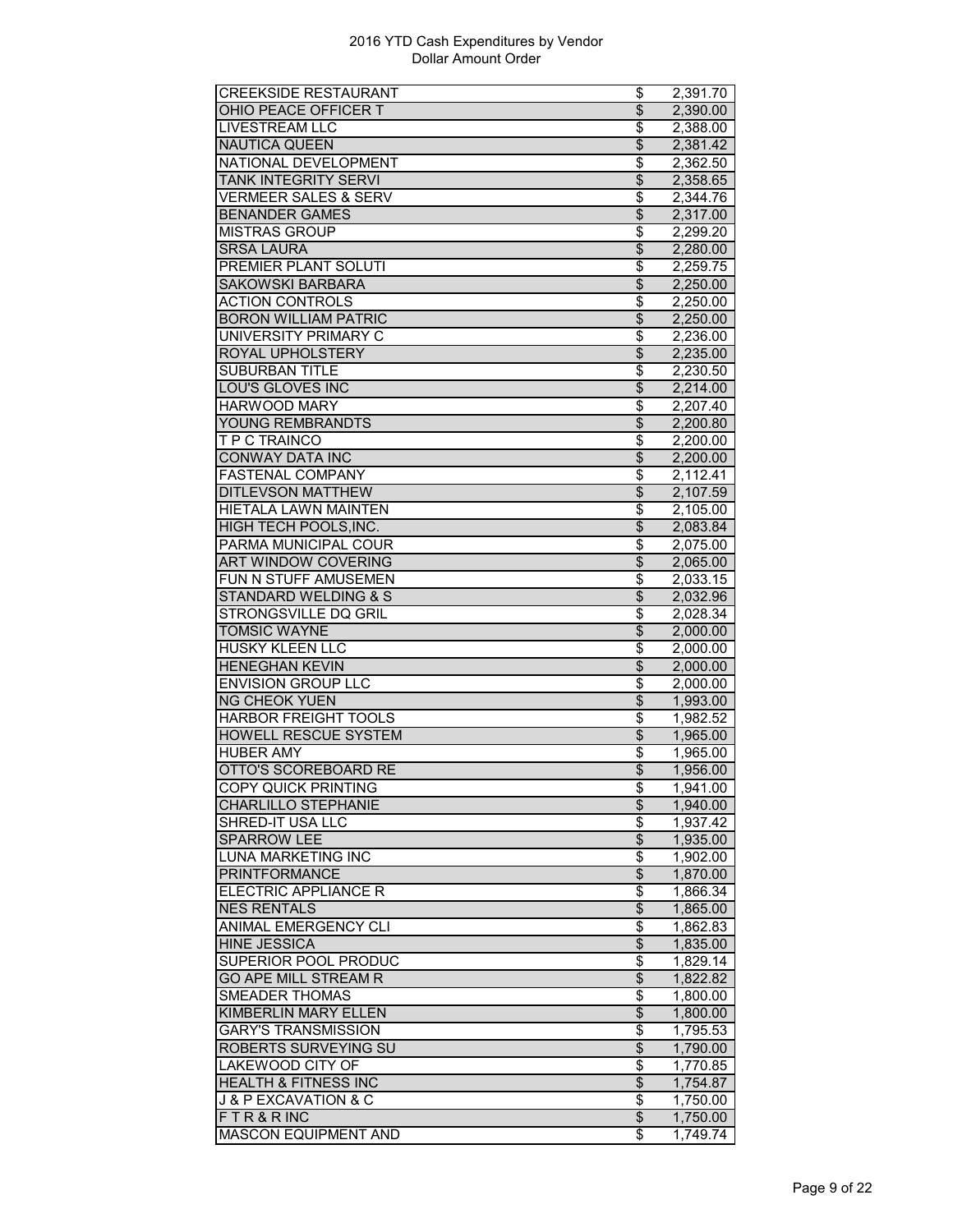# 2016 YTD Cash Expenditures by Vendor
## Dollar Amount Order

| Vendor | | Amount |
|---|---|---|
| CREEKSIDE RESTAURANT | $ | 2,391.70 |
| OHIO PEACE OFFICER T | $ | 2,390.00 |
| LIVESTREAM LLC | $ | 2,388.00 |
| NAUTICA QUEEN | $ | 2,381.42 |
| NATIONAL DEVELOPMENT | $ | 2,362.50 |
| TANK INTEGRITY SERVI | $ | 2,358.65 |
| VERMEER SALES & SERV | $ | 2,344.76 |
| BENANDER GAMES | $ | 2,317.00 |
| MISTRAS GROUP | $ | 2,299.20 |
| SRSA LAURA | $ | 2,280.00 |
| PREMIER PLANT SOLUTI | $ | 2,259.75 |
| SAKOWSKI BARBARA | $ | 2,250.00 |
| ACTION CONTROLS | $ | 2,250.00 |
| BORON WILLIAM PATRIC | $ | 2,250.00 |
| UNIVERSITY PRIMARY C | $ | 2,236.00 |
| ROYAL UPHOLSTERY | $ | 2,235.00 |
| SUBURBAN TITLE | $ | 2,230.50 |
| LOU'S GLOVES INC | $ | 2,214.00 |
| HARWOOD MARY | $ | 2,207.40 |
| YOUNG REMBRANDTS | $ | 2,200.80 |
| T P C TRAINCO | $ | 2,200.00 |
| CONWAY DATA INC | $ | 2,200.00 |
| FASTENAL COMPANY | $ | 2,112.41 |
| DITLEVSON MATTHEW | $ | 2,107.59 |
| HIETALA LAWN MAINTEN | $ | 2,105.00 |
| HIGH TECH POOLS,INC. | $ | 2,083.84 |
| PARMA MUNICIPAL COUR | $ | 2,075.00 |
| ART WINDOW COVERING | $ | 2,065.00 |
| FUN N STUFF AMUSEMEN | $ | 2,033.15 |
| STANDARD WELDING & S | $ | 2,032.96 |
| STRONGSVILLE DQ GRIL | $ | 2,028.34 |
| TOMSIC WAYNE | $ | 2,000.00 |
| HUSKY KLEEN LLC | $ | 2,000.00 |
| HENEGHAN KEVIN | $ | 2,000.00 |
| ENVISION GROUP LLC | $ | 2,000.00 |
| NG CHEOK YUEN | $ | 1,993.00 |
| HARBOR FREIGHT TOOLS | $ | 1,982.52 |
| HOWELL RESCUE SYSTEM | $ | 1,965.00 |
| HUBER AMY | $ | 1,965.00 |
| OTTO'S SCOREBOARD RE | $ | 1,956.00 |
| COPY QUICK PRINTING | $ | 1,941.00 |
| CHARLILLO STEPHANIE | $ | 1,940.00 |
| SHRED-IT USA LLC | $ | 1,937.42 |
| SPARROW LEE | $ | 1,935.00 |
| LUNA MARKETING INC | $ | 1,902.00 |
| PRINTFORMANCE | $ | 1,870.00 |
| ELECTRIC APPLIANCE R | $ | 1,866.34 |
| NES RENTALS | $ | 1,865.00 |
| ANIMAL EMERGENCY CLI | $ | 1,862.83 |
| HINE JESSICA | $ | 1,835.00 |
| SUPERIOR POOL PRODUC | $ | 1,829.14 |
| GO APE MILL STREAM R | $ | 1,822.82 |
| SMEADER THOMAS | $ | 1,800.00 |
| KIMBERLIN MARY ELLEN | $ | 1,800.00 |
| GARY'S TRANSMISSION | $ | 1,795.53 |
| ROBERTS SURVEYING SU | $ | 1,790.00 |
| LAKEWOOD CITY OF | $ | 1,770.85 |
| HEALTH & FITNESS INC | $ | 1,754.87 |
| J & P EXCAVATION & C | $ | 1,750.00 |
| F T R & R INC | $ | 1,750.00 |
| MASCON EQUIPMENT AND | $ | 1,749.74 |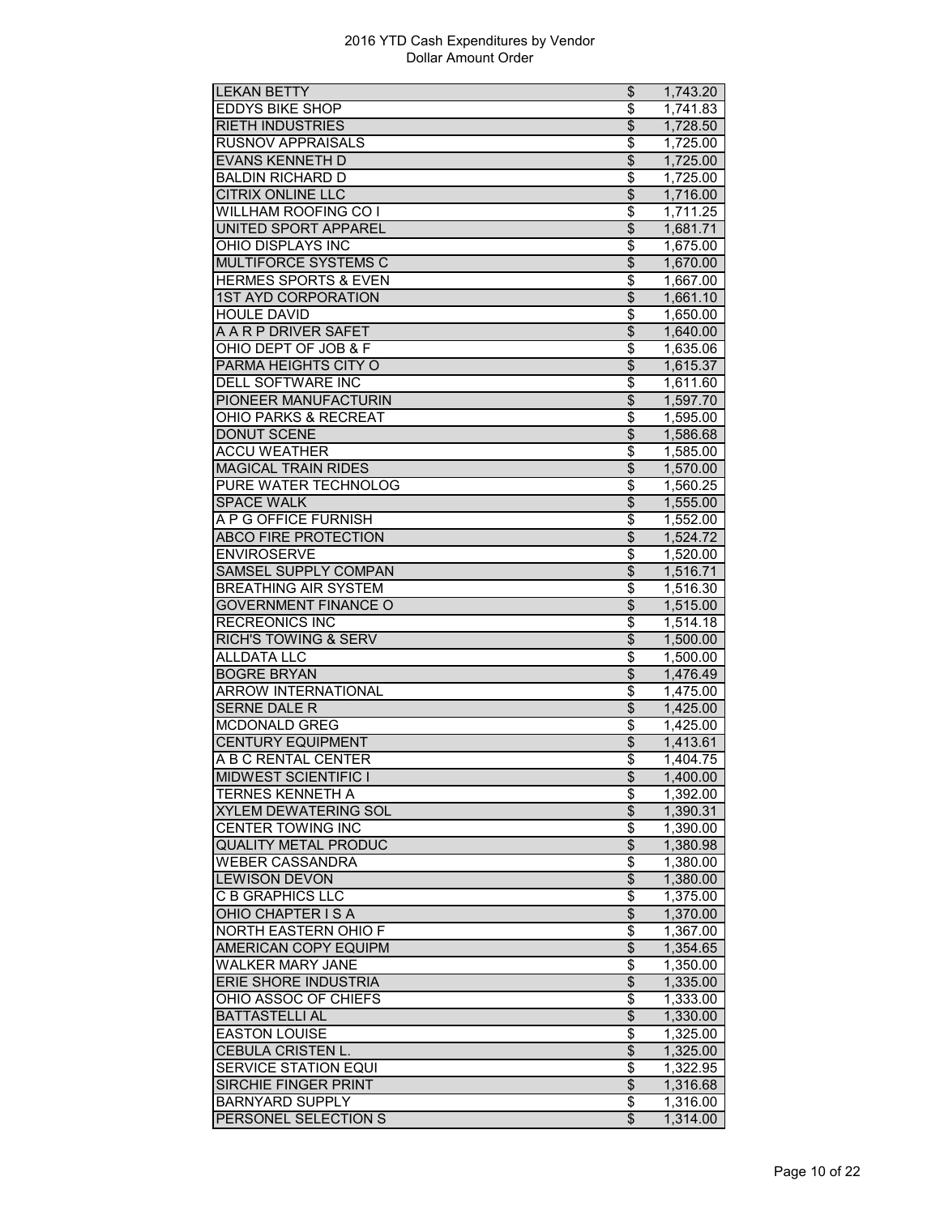2016 YTD Cash Expenditures by Vendor
Dollar Amount Order

| | | |
|---|---|---|
| LEKAN BETTY | $ | 1,743.20 |
| EDDYS BIKE SHOP | $ | 1,741.83 |
| RIETH INDUSTRIES | $ | 1,728.50 |
| RUSNOV APPRAISALS | $ | 1,725.00 |
| EVANS KENNETH D | $ | 1,725.00 |
| BALDIN RICHARD D | $ | 1,725.00 |
| CITRIX ONLINE LLC | $ | 1,716.00 |
| WILLHAM ROOFING CO I | $ | 1,711.25 |
| UNITED SPORT APPAREL | $ | 1,681.71 |
| OHIO DISPLAYS INC | $ | 1,675.00 |
| MULTIFORCE SYSTEMS C | $ | 1,670.00 |
| HERMES SPORTS & EVEN | $ | 1,667.00 |
| 1ST AYD CORPORATION | $ | 1,661.10 |
| HOULE DAVID | $ | 1,650.00 |
| A A R P DRIVER SAFET | $ | 1,640.00 |
| OHIO DEPT OF JOB & F | $ | 1,635.06 |
| PARMA HEIGHTS CITY O | $ | 1,615.37 |
| DELL SOFTWARE INC | $ | 1,611.60 |
| PIONEER MANUFACTURIN | $ | 1,597.70 |
| OHIO PARKS & RECREAT | $ | 1,595.00 |
| DONUT SCENE | $ | 1,586.68 |
| ACCU WEATHER | $ | 1,585.00 |
| MAGICAL TRAIN RIDES | $ | 1,570.00 |
| PURE WATER TECHNOLOG | $ | 1,560.25 |
| SPACE WALK | $ | 1,555.00 |
| A P G OFFICE FURNISH | $ | 1,552.00 |
| ABCO FIRE PROTECTION | $ | 1,524.72 |
| ENVIROSERVE | $ | 1,520.00 |
| SAMSEL SUPPLY COMPAN | $ | 1,516.71 |
| BREATHING AIR SYSTEM | $ | 1,516.30 |
| GOVERNMENT FINANCE O | $ | 1,515.00 |
| RECREONICS INC | $ | 1,514.18 |
| RICH'S TOWING & SERV | $ | 1,500.00 |
| ALLDATA LLC | $ | 1,500.00 |
| BOGRE BRYAN | $ | 1,476.49 |
| ARROW INTERNATIONAL | $ | 1,475.00 |
| SERNE DALE R | $ | 1,425.00 |
| MCDONALD GREG | $ | 1,425.00 |
| CENTURY EQUIPMENT | $ | 1,413.61 |
| A B C RENTAL CENTER | $ | 1,404.75 |
| MIDWEST SCIENTIFIC I | $ | 1,400.00 |
| TERNES KENNETH A | $ | 1,392.00 |
| XYLEM DEWATERING SOL | $ | 1,390.31 |
| CENTER TOWING INC | $ | 1,390.00 |
| QUALITY METAL PRODUC | $ | 1,380.98 |
| WEBER CASSANDRA | $ | 1,380.00 |
| LEWISON DEVON | $ | 1,380.00 |
| C B GRAPHICS LLC | $ | 1,375.00 |
| OHIO CHAPTER I S A | $ | 1,370.00 |
| NORTH EASTERN OHIO F | $ | 1,367.00 |
| AMERICAN COPY EQUIPM | $ | 1,354.65 |
| WALKER MARY JANE | $ | 1,350.00 |
| ERIE SHORE INDUSTRIA | $ | 1,335.00 |
| OHIO ASSOC OF CHIEFS | $ | 1,333.00 |
| BATTASTELLI AL | $ | 1,330.00 |
| EASTON LOUISE | $ | 1,325.00 |
| CEBULA CRISTEN L. | $ | 1,325.00 |
| SERVICE STATION EQUI | $ | 1,322.95 |
| SIRCHIE FINGER PRINT | $ | 1,316.68 |
| BARNYARD SUPPLY | $ | 1,316.00 |
| PERSONEL SELECTION S | $ | 1,314.00 |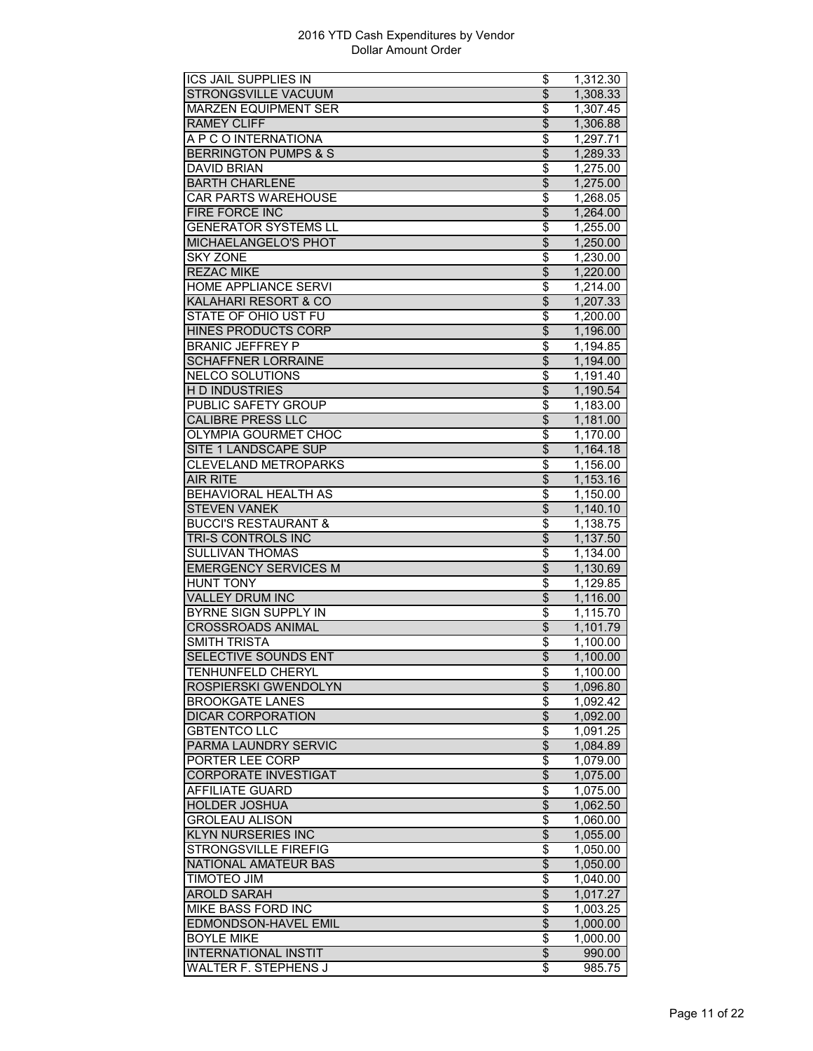2016 YTD Cash Expenditures by Vendor
Dollar Amount Order

| Vendor | | Amount |
|---|---|---|
| ICS JAIL SUPPLIES IN | $ | 1,312.30 |
| STRONGSVILLE VACUUM | $ | 1,308.33 |
| MARZEN EQUIPMENT SER | $ | 1,307.45 |
| RAMEY CLIFF | $ | 1,306.88 |
| A P C O INTERNATIONA | $ | 1,297.71 |
| BERRINGTON PUMPS & S | $ | 1,289.33 |
| DAVID BRIAN | $ | 1,275.00 |
| BARTH CHARLENE | $ | 1,275.00 |
| CAR PARTS WAREHOUSE | $ | 1,268.05 |
| FIRE FORCE INC | $ | 1,264.00 |
| GENERATOR SYSTEMS LL | $ | 1,255.00 |
| MICHAELANGELO'S PHOT | $ | 1,250.00 |
| SKY ZONE | $ | 1,230.00 |
| REZAC MIKE | $ | 1,220.00 |
| HOME APPLIANCE SERVI | $ | 1,214.00 |
| KALAHARI RESORT & CO | $ | 1,207.33 |
| STATE OF OHIO UST FU | $ | 1,200.00 |
| HINES PRODUCTS CORP | $ | 1,196.00 |
| BRANIC JEFFREY P | $ | 1,194.85 |
| SCHAFFNER LORRAINE | $ | 1,194.00 |
| NELCO SOLUTIONS | $ | 1,191.40 |
| H D INDUSTRIES | $ | 1,190.54 |
| PUBLIC SAFETY GROUP | $ | 1,183.00 |
| CALIBRE PRESS LLC | $ | 1,181.00 |
| OLYMPIA GOURMET CHOC | $ | 1,170.00 |
| SITE 1 LANDSCAPE SUP | $ | 1,164.18 |
| CLEVELAND METROPARKS | $ | 1,156.00 |
| AIR RITE | $ | 1,153.16 |
| BEHAVIORAL HEALTH AS | $ | 1,150.00 |
| STEVEN VANEK | $ | 1,140.10 |
| BUCCI'S RESTAURANT & | $ | 1,138.75 |
| TRI-S CONTROLS INC | $ | 1,137.50 |
| SULLIVAN THOMAS | $ | 1,134.00 |
| EMERGENCY SERVICES M | $ | 1,130.69 |
| HUNT TONY | $ | 1,129.85 |
| VALLEY DRUM INC | $ | 1,116.00 |
| BYRNE SIGN SUPPLY IN | $ | 1,115.70 |
| CROSSROADS ANIMAL | $ | 1,101.79 |
| SMITH TRISTA | $ | 1,100.00 |
| SELECTIVE SOUNDS ENT | $ | 1,100.00 |
| TENHUNFELD CHERYL | $ | 1,100.00 |
| ROSPIERSKI GWENDOLYN | $ | 1,096.80 |
| BROOKGATE LANES | $ | 1,092.42 |
| DICAR CORPORATION | $ | 1,092.00 |
| GBTENTCO LLC | $ | 1,091.25 |
| PARMA LAUNDRY SERVIC | $ | 1,084.89 |
| PORTER LEE CORP | $ | 1,079.00 |
| CORPORATE INVESTIGAT | $ | 1,075.00 |
| AFFILIATE GUARD | $ | 1,075.00 |
| HOLDER JOSHUA | $ | 1,062.50 |
| GROLEAU ALISON | $ | 1,060.00 |
| KLYN NURSERIES INC | $ | 1,055.00 |
| STRONGSVILLE FIREFIG | $ | 1,050.00 |
| NATIONAL AMATEUR BAS | $ | 1,050.00 |
| TIMOTEO JIM | $ | 1,040.00 |
| AROLD SARAH | $ | 1,017.27 |
| MIKE BASS FORD INC | $ | 1,003.25 |
| EDMONDSON-HAVEL EMIL | $ | 1,000.00 |
| BOYLE MIKE | $ | 1,000.00 |
| INTERNATIONAL INSTIT | $ | 990.00 |
| WALTER F. STEPHENS J | $ | 985.75 |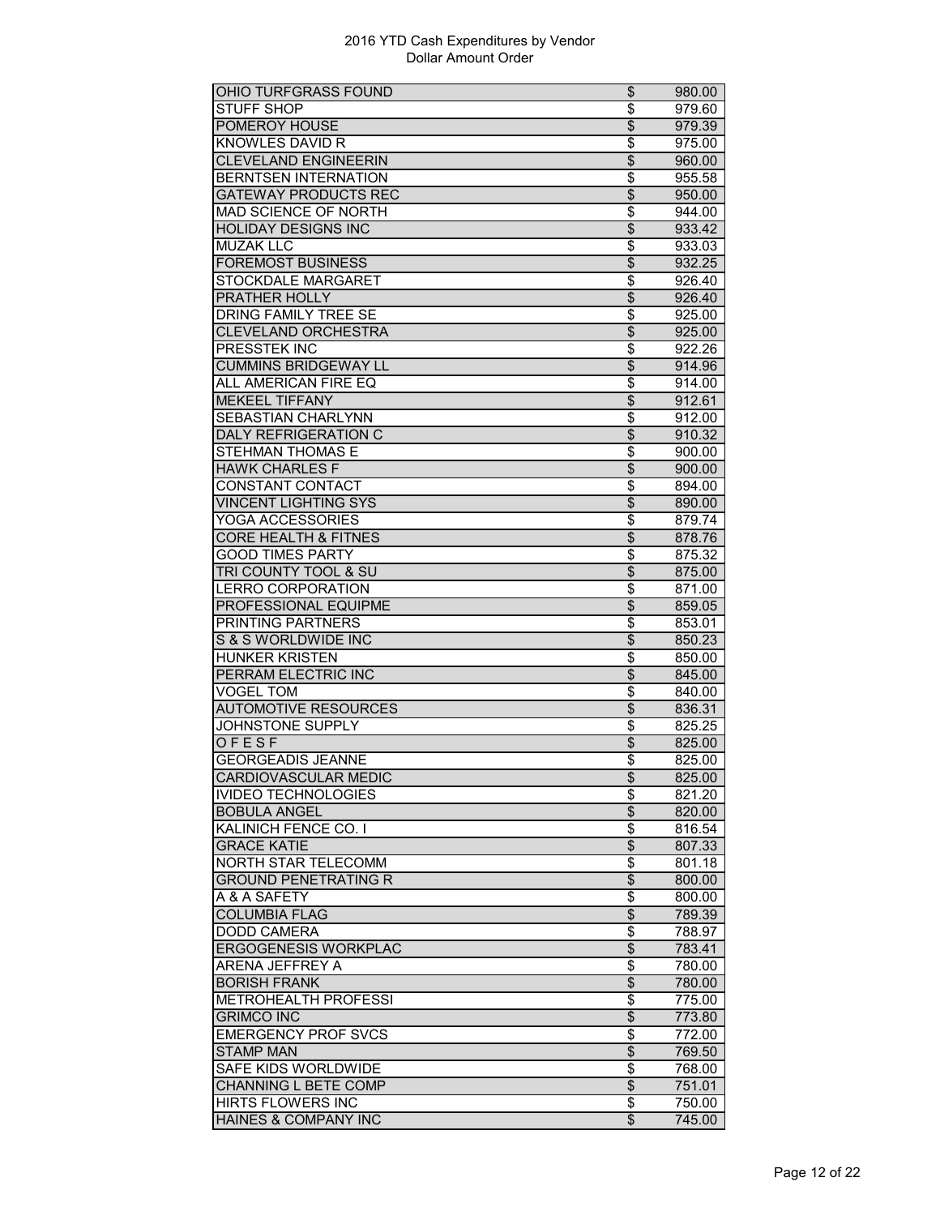2016 YTD Cash Expenditures by Vendor
Dollar Amount Order

| Vendor | | Amount |
|---|---|---|
| OHIO TURFGRASS FOUND | $ | 980.00 |
| STUFF SHOP | $ | 979.60 |
| POMEROY HOUSE | $ | 979.39 |
| KNOWLES DAVID R | $ | 975.00 |
| CLEVELAND ENGINEERIN | $ | 960.00 |
| BERNTSEN INTERNATION | $ | 955.58 |
| GATEWAY PRODUCTS REC | $ | 950.00 |
| MAD SCIENCE OF NORTH | $ | 944.00 |
| HOLIDAY DESIGNS INC | $ | 933.42 |
| MUZAK LLC | $ | 933.03 |
| FOREMOST BUSINESS | $ | 932.25 |
| STOCKDALE MARGARET | $ | 926.40 |
| PRATHER HOLLY | $ | 926.40 |
| DRING FAMILY TREE SE | $ | 925.00 |
| CLEVELAND ORCHESTRA | $ | 925.00 |
| PRESSTEK INC | $ | 922.26 |
| CUMMINS BRIDGEWAY LL | $ | 914.96 |
| ALL AMERICAN FIRE EQ | $ | 914.00 |
| MEKEEL TIFFANY | $ | 912.61 |
| SEBASTIAN CHARLYNN | $ | 912.00 |
| DALY REFRIGERATION C | $ | 910.32 |
| STEHMAN THOMAS E | $ | 900.00 |
| HAWK CHARLES F | $ | 900.00 |
| CONSTANT CONTACT | $ | 894.00 |
| VINCENT LIGHTING SYS | $ | 890.00 |
| YOGA ACCESSORIES | $ | 879.74 |
| CORE HEALTH & FITNES | $ | 878.76 |
| GOOD TIMES PARTY | $ | 875.32 |
| TRI COUNTY TOOL & SU | $ | 875.00 |
| LERRO CORPORATION | $ | 871.00 |
| PROFESSIONAL EQUIPME | $ | 859.05 |
| PRINTING PARTNERS | $ | 853.01 |
| S & S WORLDWIDE INC | $ | 850.23 |
| HUNKER KRISTEN | $ | 850.00 |
| PERRAM ELECTRIC INC | $ | 845.00 |
| VOGEL TOM | $ | 840.00 |
| AUTOMOTIVE RESOURCES | $ | 836.31 |
| JOHNSTONE SUPPLY | $ | 825.25 |
| O F E S F | $ | 825.00 |
| GEORGEADIS JEANNE | $ | 825.00 |
| CARDIOVASCULAR MEDIC | $ | 825.00 |
| IVIDEO TECHNOLOGIES | $ | 821.20 |
| BOBULA ANGEL | $ | 820.00 |
| KALINICH FENCE CO. I | $ | 816.54 |
| GRACE KATIE | $ | 807.33 |
| NORTH STAR TELECOMM | $ | 801.18 |
| GROUND PENETRATING R | $ | 800.00 |
| A & A SAFETY | $ | 800.00 |
| COLUMBIA FLAG | $ | 789.39 |
| DODD CAMERA | $ | 788.97 |
| ERGOGENESIS WORKPLAC | $ | 783.41 |
| ARENA JEFFREY A | $ | 780.00 |
| BORISH FRANK | $ | 780.00 |
| METROHEALTH PROFESSI | $ | 775.00 |
| GRIMCO INC | $ | 773.80 |
| EMERGENCY PROF SVCS | $ | 772.00 |
| STAMP MAN | $ | 769.50 |
| SAFE KIDS WORLDWIDE | $ | 768.00 |
| CHANNING L BETE COMP | $ | 751.01 |
| HIRTS FLOWERS INC | $ | 750.00 |
| HAINES & COMPANY INC | $ | 745.00 |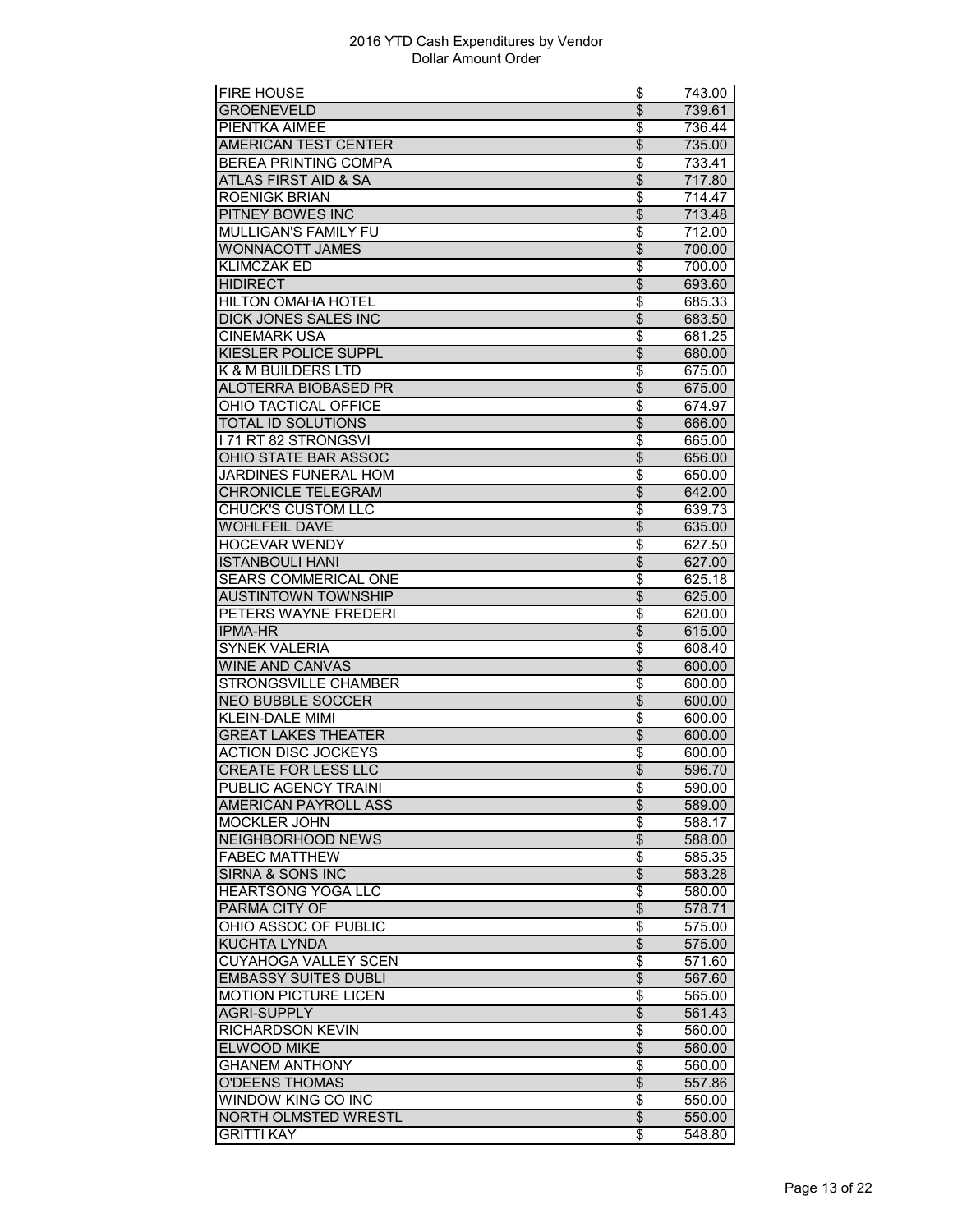2016 YTD Cash Expenditures by Vendor
Dollar Amount Order

| | | |
|---|---|---|
| FIRE HOUSE | $ | 743.00 |
| GROENEVELD | $ | 739.61 |
| PIENTKA AIMEE | $ | 736.44 |
| AMERICAN TEST CENTER | $ | 735.00 |
| BEREA PRINTING COMPA | $ | 733.41 |
| ATLAS FIRST AID & SA | $ | 717.80 |
| ROENIGK BRIAN | $ | 714.47 |
| PITNEY BOWES INC | $ | 713.48 |
| MULLIGAN'S FAMILY FU | $ | 712.00 |
| WONNACOTT JAMES | $ | 700.00 |
| KLIMCZAK ED | $ | 700.00 |
| HIDIRECT | $ | 693.60 |
| HILTON OMAHA HOTEL | $ | 685.33 |
| DICK JONES SALES INC | $ | 683.50 |
| CINEMARK USA | $ | 681.25 |
| KIESLER POLICE SUPPL | $ | 680.00 |
| K & M BUILDERS LTD | $ | 675.00 |
| ALOTERRA BIOBASED PR | $ | 675.00 |
| OHIO TACTICAL OFFICE | $ | 674.97 |
| TOTAL ID SOLUTIONS | $ | 666.00 |
| I 71 RT 82 STRONGSVI | $ | 665.00 |
| OHIO STATE BAR ASSOC | $ | 656.00 |
| JARDINES FUNERAL HOM | $ | 650.00 |
| CHRONICLE TELEGRAM | $ | 642.00 |
| CHUCK'S CUSTOM LLC | $ | 639.73 |
| WOHLFEIL DAVE | $ | 635.00 |
| HOCEVAR WENDY | $ | 627.50 |
| ISTANBOULI HANI | $ | 627.00 |
| SEARS COMMERICAL ONE | $ | 625.18 |
| AUSTINTOWN TOWNSHIP | $ | 625.00 |
| PETERS WAYNE FREDERI | $ | 620.00 |
| IPMA-HR | $ | 615.00 |
| SYNEK VALERIA | $ | 608.40 |
| WINE AND CANVAS | $ | 600.00 |
| STRONGSVILLE CHAMBER | $ | 600.00 |
| NEO BUBBLE SOCCER | $ | 600.00 |
| KLEIN-DALE MIMI | $ | 600.00 |
| GREAT LAKES THEATER | $ | 600.00 |
| ACTION DISC JOCKEYS | $ | 600.00 |
| CREATE FOR LESS LLC | $ | 596.70 |
| PUBLIC AGENCY TRAINI | $ | 590.00 |
| AMERICAN PAYROLL ASS | $ | 589.00 |
| MOCKLER JOHN | $ | 588.17 |
| NEIGHBORHOOD NEWS | $ | 588.00 |
| FABEC MATTHEW | $ | 585.35 |
| SIRNA & SONS INC | $ | 583.28 |
| HEARTSONG YOGA LLC | $ | 580.00 |
| PARMA CITY OF | $ | 578.71 |
| OHIO ASSOC OF PUBLIC | $ | 575.00 |
| KUCHTA LYNDA | $ | 575.00 |
| CUYAHOGA VALLEY SCEN | $ | 571.60 |
| EMBASSY SUITES DUBLI | $ | 567.60 |
| MOTION PICTURE LICEN | $ | 565.00 |
| AGRI-SUPPLY | $ | 561.43 |
| RICHARDSON KEVIN | $ | 560.00 |
| ELWOOD MIKE | $ | 560.00 |
| GHANEM ANTHONY | $ | 560.00 |
| O'DEENS THOMAS | $ | 557.86 |
| WINDOW KING CO INC | $ | 550.00 |
| NORTH OLMSTED WRESTL | $ | 550.00 |
| GRITTI KAY | $ | 548.80 |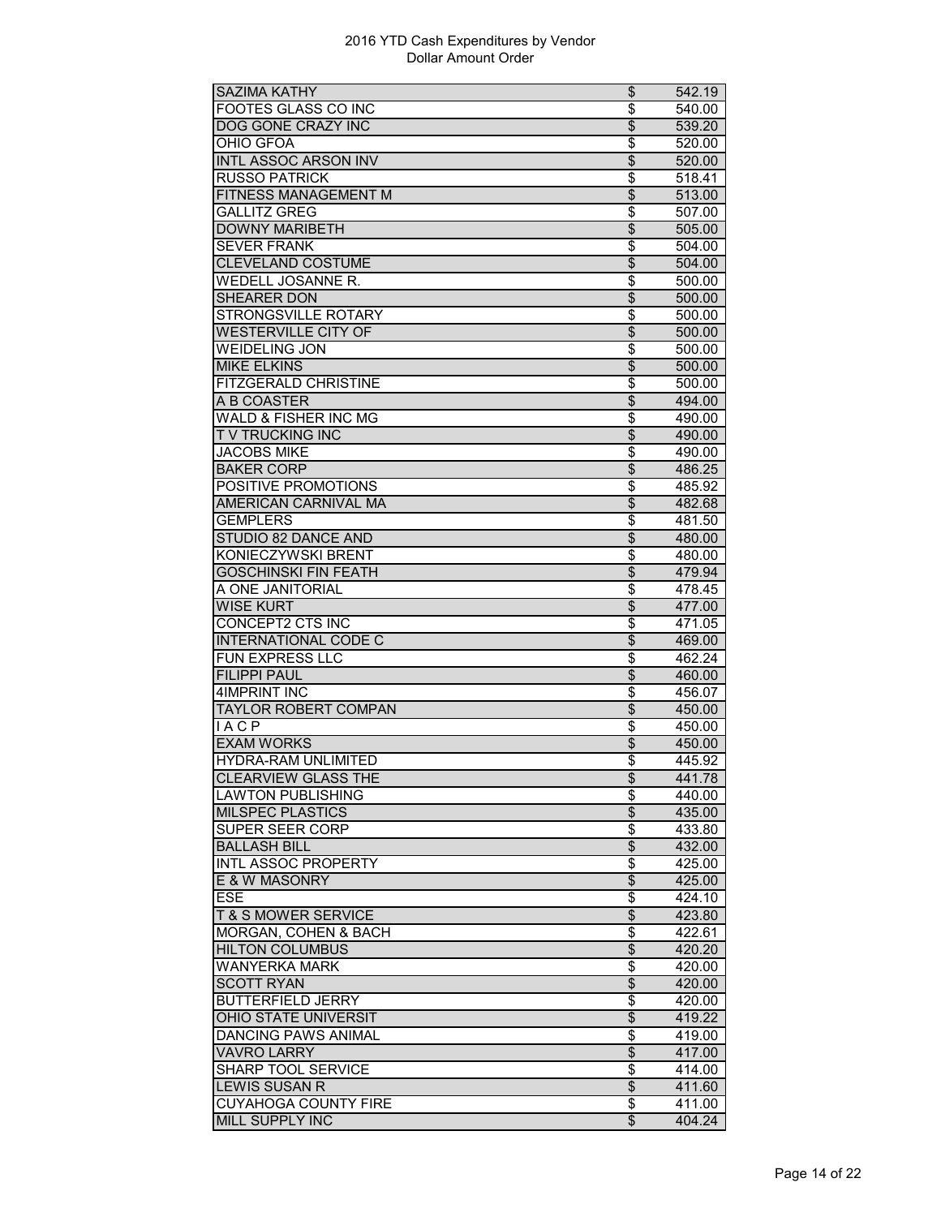# 2016 YTD Cash Expenditures by Vendor
## Dollar Amount Order

| Vendor | | Amount |
|---|---|---|
| SAZIMA KATHY | $ | 542.19 |
| FOOTES GLASS CO INC | $ | 540.00 |
| DOG GONE CRAZY INC | $ | 539.20 |
| OHIO GFOA | $ | 520.00 |
| INTL ASSOC ARSON INV | $ | 520.00 |
| RUSSO PATRICK | $ | 518.41 |
| FITNESS MANAGEMENT M | $ | 513.00 |
| GALLITZ GREG | $ | 507.00 |
| DOWNY MARIBETH | $ | 505.00 |
| SEVER FRANK | $ | 504.00 |
| CLEVELAND COSTUME | $ | 504.00 |
| WEDELL JOSANNE R. | $ | 500.00 |
| SHEARER DON | $ | 500.00 |
| STRONGSVILLE ROTARY | $ | 500.00 |
| WESTERVILLE CITY OF | $ | 500.00 |
| WEIDELING JON | $ | 500.00 |
| MIKE ELKINS | $ | 500.00 |
| FITZGERALD CHRISTINE | $ | 500.00 |
| A B COASTER | $ | 494.00 |
| WALD & FISHER INC MG | $ | 490.00 |
| T V TRUCKING INC | $ | 490.00 |
| JACOBS MIKE | $ | 490.00 |
| BAKER CORP | $ | 486.25 |
| POSITIVE PROMOTIONS | $ | 485.92 |
| AMERICAN CARNIVAL MA | $ | 482.68 |
| GEMPLERS | $ | 481.50 |
| STUDIO 82 DANCE AND | $ | 480.00 |
| KONIECZYWSKI BRENT | $ | 480.00 |
| GOSCHINSKI FIN FEATH | $ | 479.94 |
| A ONE JANITORIAL | $ | 478.45 |
| WISE KURT | $ | 477.00 |
| CONCEPT2 CTS INC | $ | 471.05 |
| INTERNATIONAL CODE C | $ | 469.00 |
| FUN EXPRESS LLC | $ | 462.24 |
| FILIPPI PAUL | $ | 460.00 |
| 4IMPRINT INC | $ | 456.07 |
| TAYLOR ROBERT COMPAN | $ | 450.00 |
| I A C P | $ | 450.00 |
| EXAM WORKS | $ | 450.00 |
| HYDRA-RAM UNLIMITED | $ | 445.92 |
| CLEARVIEW GLASS THE | $ | 441.78 |
| LAWTON PUBLISHING | $ | 440.00 |
| MILSPEC PLASTICS | $ | 435.00 |
| SUPER SEER CORP | $ | 433.80 |
| BALLASH BILL | $ | 432.00 |
| INTL ASSOC PROPERTY | $ | 425.00 |
| E & W MASONRY | $ | 425.00 |
| ESE | $ | 424.10 |
| T & S MOWER SERVICE | $ | 423.80 |
| MORGAN, COHEN & BACH | $ | 422.61 |
| HILTON COLUMBUS | $ | 420.20 |
| WANYERKA MARK | $ | 420.00 |
| SCOTT RYAN | $ | 420.00 |
| BUTTERFIELD JERRY | $ | 420.00 |
| OHIO STATE UNIVERSIT | $ | 419.22 |
| DANCING PAWS ANIMAL | $ | 419.00 |
| VAVRO LARRY | $ | 417.00 |
| SHARP TOOL SERVICE | $ | 414.00 |
| LEWIS SUSAN R | $ | 411.60 |
| CUYAHOGA COUNTY FIRE | $ | 411.00 |
| MILL SUPPLY INC | $ | 404.24 |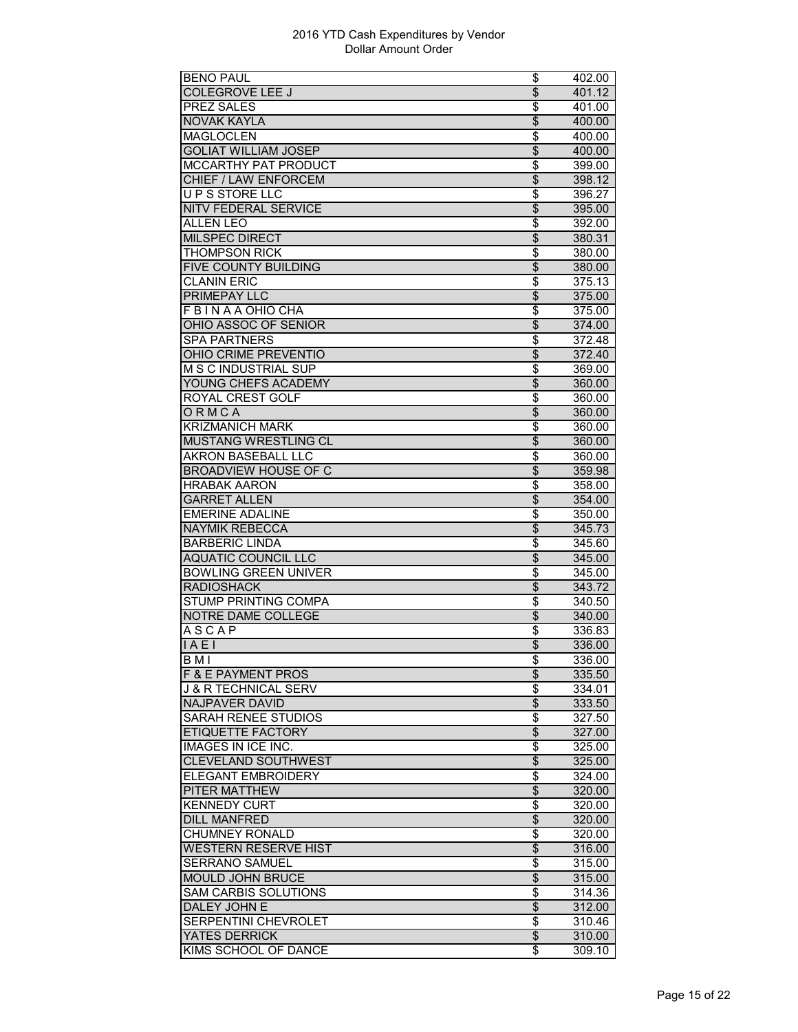2016 YTD Cash Expenditures by Vendor
Dollar Amount Order

| | | |
|---|---|---|
| BENO PAUL | $ | 402.00 |
| COLEGROVE LEE J | $ | 401.12 |
| PREZ SALES | $ | 401.00 |
| NOVAK KAYLA | $ | 400.00 |
| MAGLOCLEN | $ | 400.00 |
| GOLIAT WILLIAM JOSEP | $ | 400.00 |
| MCCARTHY PAT PRODUCT | $ | 399.00 |
| CHIEF / LAW ENFORCEM | $ | 398.12 |
| U P S STORE LLC | $ | 396.27 |
| NITV FEDERAL SERVICE | $ | 395.00 |
| ALLEN LEO | $ | 392.00 |
| MILSPEC DIRECT | $ | 380.31 |
| THOMPSON RICK | $ | 380.00 |
| FIVE COUNTY BUILDING | $ | 380.00 |
| CLANIN ERIC | $ | 375.13 |
| PRIMEPAY LLC | $ | 375.00 |
| F B I N A A OHIO CHA | $ | 375.00 |
| OHIO ASSOC OF SENIOR | $ | 374.00 |
| SPA PARTNERS | $ | 372.48 |
| OHIO CRIME PREVENTIO | $ | 372.40 |
| M S C INDUSTRIAL SUP | $ | 369.00 |
| YOUNG CHEFS ACADEMY | $ | 360.00 |
| ROYAL CREST GOLF | $ | 360.00 |
| O R M C A | $ | 360.00 |
| KRIZMANICH MARK | $ | 360.00 |
| MUSTANG WRESTLING CL | $ | 360.00 |
| AKRON BASEBALL LLC | $ | 360.00 |
| BROADVIEW HOUSE OF C | $ | 359.98 |
| HRABAK AARON | $ | 358.00 |
| GARRET ALLEN | $ | 354.00 |
| EMERINE ADALINE | $ | 350.00 |
| NAYMIK REBECCA | $ | 345.73 |
| BARBERIC LINDA | $ | 345.60 |
| AQUATIC COUNCIL LLC | $ | 345.00 |
| BOWLING GREEN UNIVER | $ | 345.00 |
| RADIOSHACK | $ | 343.72 |
| STUMP PRINTING COMPA | $ | 340.50 |
| NOTRE DAME COLLEGE | $ | 340.00 |
| A S C A P | $ | 336.83 |
| I A E I | $ | 336.00 |
| B M I | $ | 336.00 |
| F & E PAYMENT PROS | $ | 335.50 |
| J & R TECHNICAL SERV | $ | 334.01 |
| NAJPAVER DAVID | $ | 333.50 |
| SARAH RENEE STUDIOS | $ | 327.50 |
| ETIQUETTE FACTORY | $ | 327.00 |
| IMAGES IN ICE INC. | $ | 325.00 |
| CLEVELAND SOUTHWEST | $ | 325.00 |
| ELEGANT EMBROIDERY | $ | 324.00 |
| PITER MATTHEW | $ | 320.00 |
| KENNEDY CURT | $ | 320.00 |
| DILL MANFRED | $ | 320.00 |
| CHUMNEY RONALD | $ | 320.00 |
| WESTERN RESERVE HIST | $ | 316.00 |
| SERRANO SAMUEL | $ | 315.00 |
| MOULD JOHN BRUCE | $ | 315.00 |
| SAM CARBIS SOLUTIONS | $ | 314.36 |
| DALEY JOHN E | $ | 312.00 |
| SERPENTINI CHEVROLET | $ | 310.46 |
| YATES DERRICK | $ | 310.00 |
| KIMS SCHOOL OF DANCE | $ | 309.10 |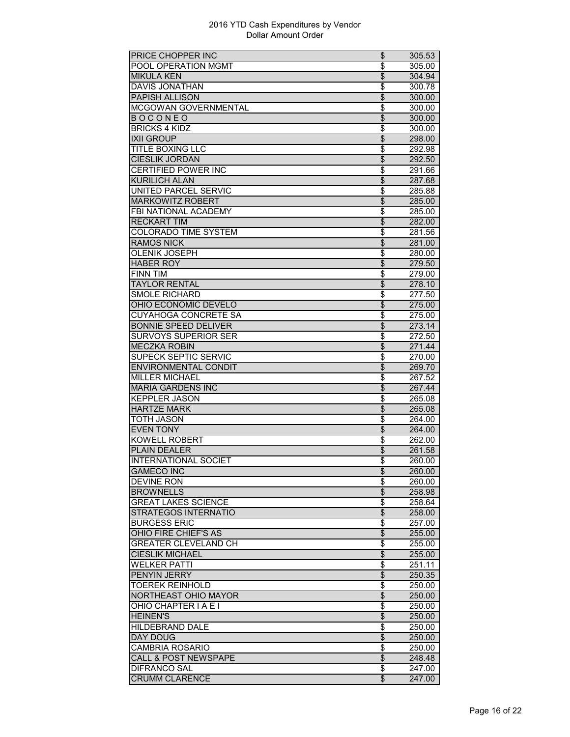# 2016 YTD Cash Expenditures by Vendor
## Dollar Amount Order

| Vendor | | Amount |
|---|---|---|
| PRICE CHOPPER INC | $ | 305.53 |
| POOL OPERATION MGMT | $ | 305.00 |
| MIKULA KEN | $ | 304.94 |
| DAVIS JONATHAN | $ | 300.78 |
| PAPISH ALLISON | $ | 300.00 |
| MCGOWAN GOVERNMENTAL | $ | 300.00 |
| B O C O N E O | $ | 300.00 |
| BRICKS 4 KIDZ | $ | 300.00 |
| IXII GROUP | $ | 298.00 |
| TITLE BOXING LLC | $ | 292.98 |
| CIESLIK JORDAN | $ | 292.50 |
| CERTIFIED POWER INC | $ | 291.66 |
| KURILICH ALAN | $ | 287.68 |
| UNITED PARCEL SERVIC | $ | 285.88 |
| MARKOWITZ ROBERT | $ | 285.00 |
| FBI NATIONAL ACADEMY | $ | 285.00 |
| RECKART TIM | $ | 282.00 |
| COLORADO TIME SYSTEM | $ | 281.56 |
| RAMOS NICK | $ | 281.00 |
| OLENIK JOSEPH | $ | 280.00 |
| HABER ROY | $ | 279.50 |
| FINN TIM | $ | 279.00 |
| TAYLOR RENTAL | $ | 278.10 |
| SMOLE RICHARD | $ | 277.50 |
| OHIO ECONOMIC DEVELO | $ | 275.00 |
| CUYAHOGA CONCRETE SA | $ | 275.00 |
| BONNIE SPEED DELIVER | $ | 273.14 |
| SURVOYS SUPERIOR SER | $ | 272.50 |
| MECZKA ROBIN | $ | 271.44 |
| SUPECK SEPTIC SERVIC | $ | 270.00 |
| ENVIRONMENTAL CONDIT | $ | 269.70 |
| MILLER MICHAEL | $ | 267.52 |
| MARIA GARDENS INC | $ | 267.44 |
| KEPPLER JASON | $ | 265.08 |
| HARTZE MARK | $ | 265.08 |
| TOTH JASON | $ | 264.00 |
| EVEN TONY | $ | 264.00 |
| KOWELL ROBERT | $ | 262.00 |
| PLAIN DEALER | $ | 261.58 |
| INTERNATIONAL SOCIET | $ | 260.00 |
| GAMECO INC | $ | 260.00 |
| DEVINE RON | $ | 260.00 |
| BROWNELLS | $ | 258.98 |
| GREAT LAKES SCIENCE | $ | 258.64 |
| STRATEGOS INTERNATIO | $ | 258.00 |
| BURGESS ERIC | $ | 257.00 |
| OHIO FIRE CHIEF'S AS | $ | 255.00 |
| GREATER CLEVELAND CH | $ | 255.00 |
| CIESLIK MICHAEL | $ | 255.00 |
| WELKER PATTI | $ | 251.11 |
| PENYIN JERRY | $ | 250.35 |
| TOEREK REINHOLD | $ | 250.00 |
| NORTHEAST OHIO MAYOR | $ | 250.00 |
| OHIO CHAPTER I A E I | $ | 250.00 |
| HEINEN'S | $ | 250.00 |
| HILDEBRAND DALE | $ | 250.00 |
| DAY DOUG | $ | 250.00 |
| CAMBRIA ROSARIO | $ | 250.00 |
| CALL & POST NEWSPAPE | $ | 248.48 |
| DIFRANCO SAL | $ | 247.00 |
| CRUMM CLARENCE | $ | 247.00 |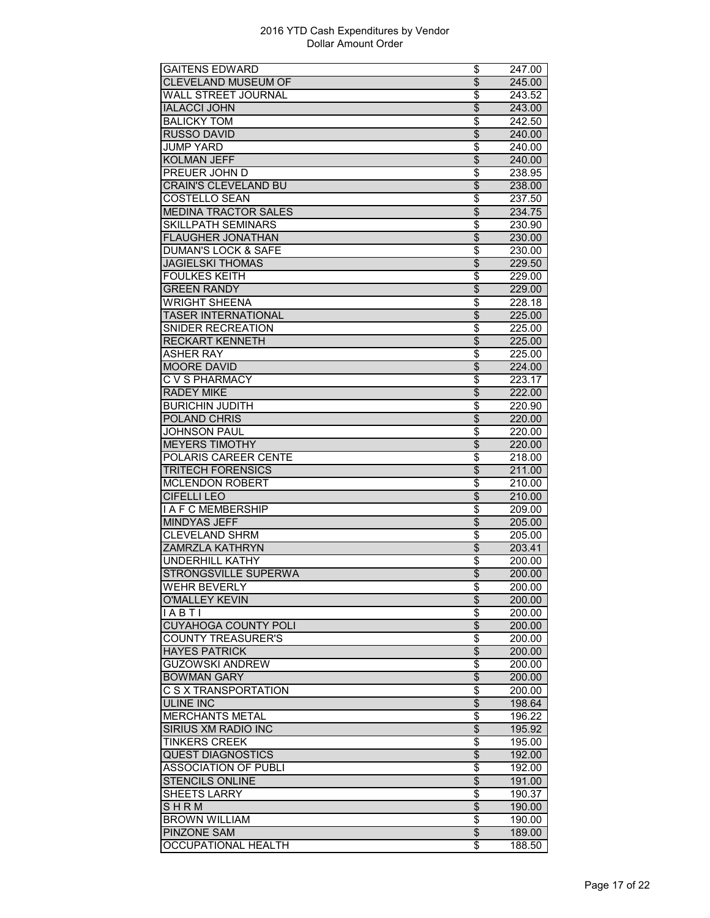2016 YTD Cash Expenditures by Vendor
Dollar Amount Order

| | | |
|---|---|---|
| GAITENS EDWARD | $ | 247.00 |
| CLEVELAND MUSEUM OF | $ | 245.00 |
| WALL STREET JOURNAL | $ | 243.52 |
| IALACCI JOHN | $ | 243.00 |
| BALICKY TOM | $ | 242.50 |
| RUSSO DAVID | $ | 240.00 |
| JUMP YARD | $ | 240.00 |
| KOLMAN JEFF | $ | 240.00 |
| PREUER JOHN D | $ | 238.95 |
| CRAIN'S CLEVELAND BU | $ | 238.00 |
| COSTELLO SEAN | $ | 237.50 |
| MEDINA TRACTOR SALES | $ | 234.75 |
| SKILLPATH SEMINARS | $ | 230.90 |
| FLAUGHER JONATHAN | $ | 230.00 |
| DUMAN'S LOCK & SAFE | $ | 230.00 |
| JAGIELSKI THOMAS | $ | 229.50 |
| FOULKES KEITH | $ | 229.00 |
| GREEN RANDY | $ | 229.00 |
| WRIGHT SHEENA | $ | 228.18 |
| TASER INTERNATIONAL | $ | 225.00 |
| SNIDER RECREATION | $ | 225.00 |
| RECKART KENNETH | $ | 225.00 |
| ASHER RAY | $ | 225.00 |
| MOORE DAVID | $ | 224.00 |
| C V S PHARMACY | $ | 223.17 |
| RADEY MIKE | $ | 222.00 |
| BURICHIN JUDITH | $ | 220.90 |
| POLAND CHRIS | $ | 220.00 |
| JOHNSON PAUL | $ | 220.00 |
| MEYERS TIMOTHY | $ | 220.00 |
| POLARIS CAREER CENTE | $ | 218.00 |
| TRITECH FORENSICS | $ | 211.00 |
| MCLENDON ROBERT | $ | 210.00 |
| CIFELLI LEO | $ | 210.00 |
| I A F C MEMBERSHIP | $ | 209.00 |
| MINDYAS JEFF | $ | 205.00 |
| CLEVELAND SHRM | $ | 205.00 |
| ZAMRZLA KATHRYN | $ | 203.41 |
| UNDERHILL KATHY | $ | 200.00 |
| STRONGSVILLE SUPERWA | $ | 200.00 |
| WEHR BEVERLY | $ | 200.00 |
| O'MALLEY KEVIN | $ | 200.00 |
| I A B T I | $ | 200.00 |
| CUYAHOGA COUNTY POLI | $ | 200.00 |
| COUNTY TREASURER'S | $ | 200.00 |
| HAYES PATRICK | $ | 200.00 |
| GUZOWSKI ANDREW | $ | 200.00 |
| BOWMAN GARY | $ | 200.00 |
| C S X TRANSPORTATION | $ | 200.00 |
| ULINE INC | $ | 198.64 |
| MERCHANTS METAL | $ | 196.22 |
| SIRIUS XM RADIO INC | $ | 195.92 |
| TINKERS CREEK | $ | 195.00 |
| QUEST DIAGNOSTICS | $ | 192.00 |
| ASSOCIATION OF PUBLI | $ | 192.00 |
| STENCILS ONLINE | $ | 191.00 |
| SHEETS LARRY | $ | 190.37 |
| S H R M | $ | 190.00 |
| BROWN WILLIAM | $ | 190.00 |
| PINZONE SAM | $ | 189.00 |
| OCCUPATIONAL HEALTH | $ | 188.50 |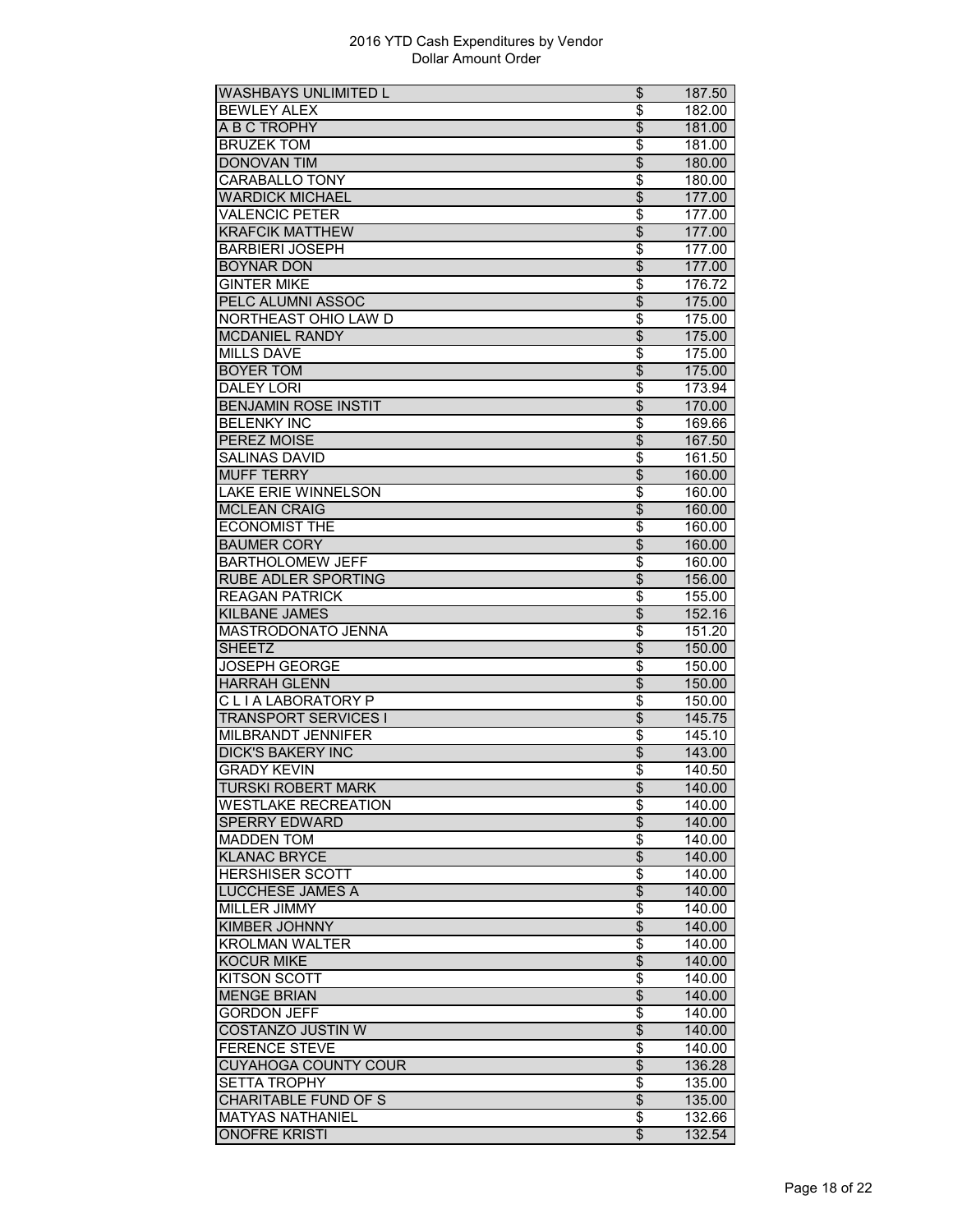2016 YTD Cash Expenditures by Vendor
Dollar Amount Order

| | | |
|---|---|---|
| WASHBAYS UNLIMITED L | $ | 187.50 |
| BEWLEY ALEX | $ | 182.00 |
| A B C TROPHY | $ | 181.00 |
| BRUZEK TOM | $ | 181.00 |
| DONOVAN TIM | $ | 180.00 |
| CARABALLO TONY | $ | 180.00 |
| WARDICK MICHAEL | $ | 177.00 |
| VALENCIC PETER | $ | 177.00 |
| KRAFCIK MATTHEW | $ | 177.00 |
| BARBIERI JOSEPH | $ | 177.00 |
| BOYNAR DON | $ | 177.00 |
| GINTER MIKE | $ | 176.72 |
| PELC ALUMNI ASSOC | $ | 175.00 |
| NORTHEAST OHIO LAW D | $ | 175.00 |
| MCDANIEL RANDY | $ | 175.00 |
| MILLS DAVE | $ | 175.00 |
| BOYER TOM | $ | 175.00 |
| DALEY LORI | $ | 173.94 |
| BENJAMIN ROSE INSTIT | $ | 170.00 |
| BELENKY INC | $ | 169.66 |
| PEREZ MOISE | $ | 167.50 |
| SALINAS DAVID | $ | 161.50 |
| MUFF TERRY | $ | 160.00 |
| LAKE ERIE WINNELSON | $ | 160.00 |
| MCLEAN CRAIG | $ | 160.00 |
| ECONOMIST THE | $ | 160.00 |
| BAUMER CORY | $ | 160.00 |
| BARTHOLOMEW JEFF | $ | 160.00 |
| RUBE ADLER SPORTING | $ | 156.00 |
| REAGAN PATRICK | $ | 155.00 |
| KILBANE JAMES | $ | 152.16 |
| MASTRODONATO JENNA | $ | 151.20 |
| SHEETZ | $ | 150.00 |
| JOSEPH GEORGE | $ | 150.00 |
| HARRAH GLENN | $ | 150.00 |
| C L I A LABORATORY P | $ | 150.00 |
| TRANSPORT SERVICES I | $ | 145.75 |
| MILBRANDT JENNIFER | $ | 145.10 |
| DICK'S BAKERY INC | $ | 143.00 |
| GRADY KEVIN | $ | 140.50 |
| TURSKI ROBERT MARK | $ | 140.00 |
| WESTLAKE RECREATION | $ | 140.00 |
| SPERRY EDWARD | $ | 140.00 |
| MADDEN TOM | $ | 140.00 |
| KLANAC BRYCE | $ | 140.00 |
| HERSHISER SCOTT | $ | 140.00 |
| LUCCHESE JAMES A | $ | 140.00 |
| MILLER JIMMY | $ | 140.00 |
| KIMBER JOHNNY | $ | 140.00 |
| KROLMAN WALTER | $ | 140.00 |
| KOCUR MIKE | $ | 140.00 |
| KITSON SCOTT | $ | 140.00 |
| MENGE BRIAN | $ | 140.00 |
| GORDON JEFF | $ | 140.00 |
| COSTANZO JUSTIN W | $ | 140.00 |
| FERENCE STEVE | $ | 140.00 |
| CUYAHOGA COUNTY COUR | $ | 136.28 |
| SETTA TROPHY | $ | 135.00 |
| CHARITABLE FUND OF S | $ | 135.00 |
| MATYAS NATHANIEL | $ | 132.66 |
| ONOFRE KRISTI | $ | 132.54 |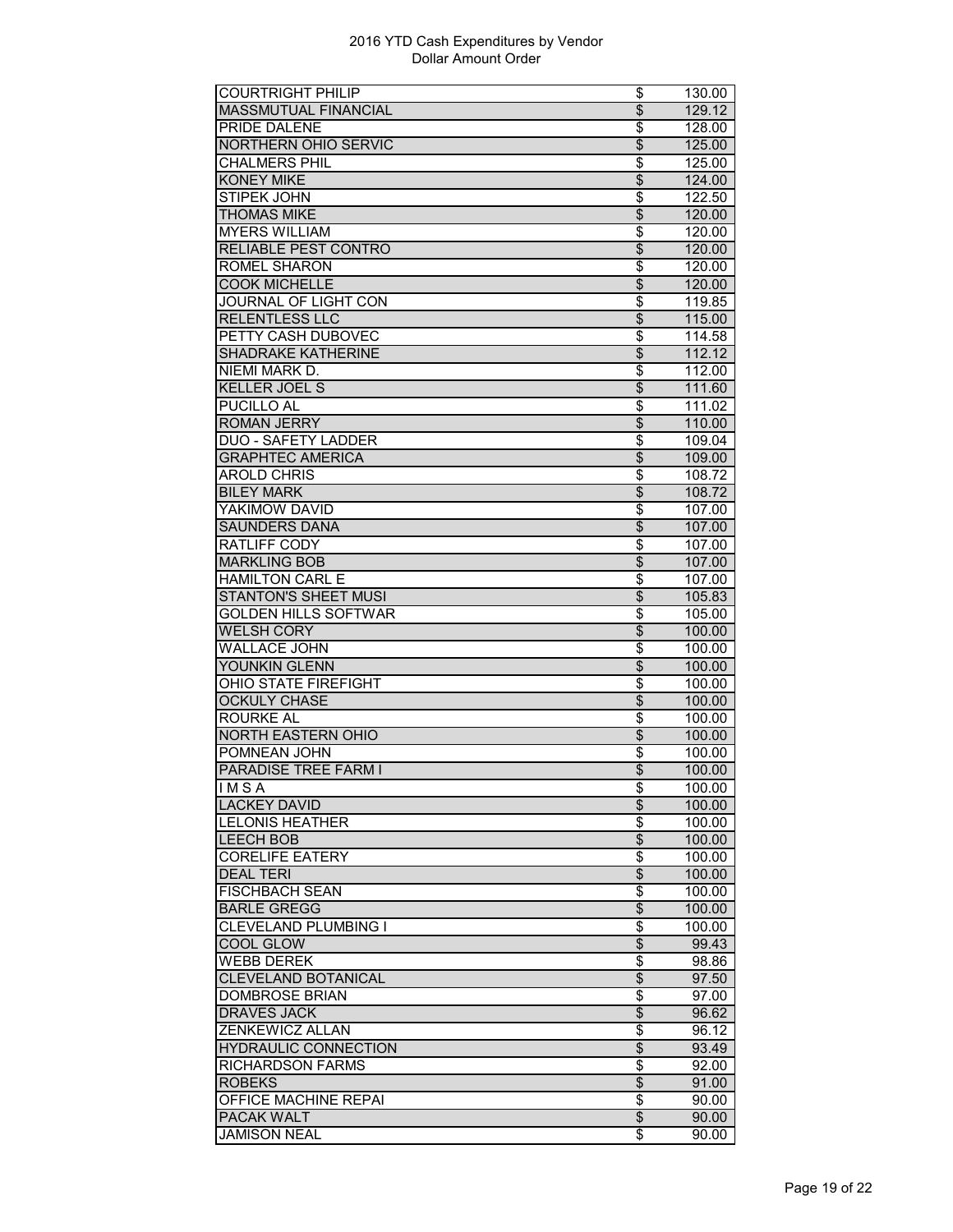# 2016 YTD Cash Expenditures by Vendor
## Dollar Amount Order

| Vendor | | Amount |
|---|---|---|
| COURTRIGHT PHILIP | $ | 130.00 |
| MASSMUTUAL FINANCIAL | $ | 129.12 |
| PRIDE DALENE | $ | 128.00 |
| NORTHERN OHIO SERVIC | $ | 125.00 |
| CHALMERS PHIL | $ | 125.00 |
| KONEY MIKE | $ | 124.00 |
| STIPEK JOHN | $ | 122.50 |
| THOMAS MIKE | $ | 120.00 |
| MYERS WILLIAM | $ | 120.00 |
| RELIABLE PEST CONTRO | $ | 120.00 |
| ROMEL SHARON | $ | 120.00 |
| COOK MICHELLE | $ | 120.00 |
| JOURNAL OF LIGHT CON | $ | 119.85 |
| RELENTLESS LLC | $ | 115.00 |
| PETTY CASH DUBOVEC | $ | 114.58 |
| SHADRAKE KATHERINE | $ | 112.12 |
| NIEMI MARK D. | $ | 112.00 |
| KELLER JOEL S | $ | 111.60 |
| PUCILLO AL | $ | 111.02 |
| ROMAN JERRY | $ | 110.00 |
| DUO - SAFETY LADDER | $ | 109.04 |
| GRAPHTEC AMERICA | $ | 109.00 |
| AROLD CHRIS | $ | 108.72 |
| BILEY MARK | $ | 108.72 |
| YAKIMOW DAVID | $ | 107.00 |
| SAUNDERS DANA | $ | 107.00 |
| RATLIFF CODY | $ | 107.00 |
| MARKLING BOB | $ | 107.00 |
| HAMILTON CARL E | $ | 107.00 |
| STANTON'S SHEET MUSI | $ | 105.83 |
| GOLDEN HILLS SOFTWAR | $ | 105.00 |
| WELSH CORY | $ | 100.00 |
| WALLACE JOHN | $ | 100.00 |
| YOUNKIN GLENN | $ | 100.00 |
| OHIO STATE FIREFIGHT | $ | 100.00 |
| OCKULY CHASE | $ | 100.00 |
| ROURKE AL | $ | 100.00 |
| NORTH EASTERN OHIO | $ | 100.00 |
| POMNEAN JOHN | $ | 100.00 |
| PARADISE TREE FARM I | $ | 100.00 |
| I M S A | $ | 100.00 |
| LACKEY DAVID | $ | 100.00 |
| LELONIS HEATHER | $ | 100.00 |
| LEECH BOB | $ | 100.00 |
| CORELIFE EATERY | $ | 100.00 |
| DEAL TERI | $ | 100.00 |
| FISCHBACH SEAN | $ | 100.00 |
| BARLE GREGG | $ | 100.00 |
| CLEVELAND PLUMBING I | $ | 100.00 |
| COOL GLOW | $ | 99.43 |
| WEBB DEREK | $ | 98.86 |
| CLEVELAND BOTANICAL | $ | 97.50 |
| DOMBROSE BRIAN | $ | 97.00 |
| DRAVES JACK | $ | 96.62 |
| ZENKEWICZ ALLAN | $ | 96.12 |
| HYDRAULIC CONNECTION | $ | 93.49 |
| RICHARDSON FARMS | $ | 92.00 |
| ROBEKS | $ | 91.00 |
| OFFICE MACHINE REPAI | $ | 90.00 |
| PACAK WALT | $ | 90.00 |
| JAMISON NEAL | $ | 90.00 |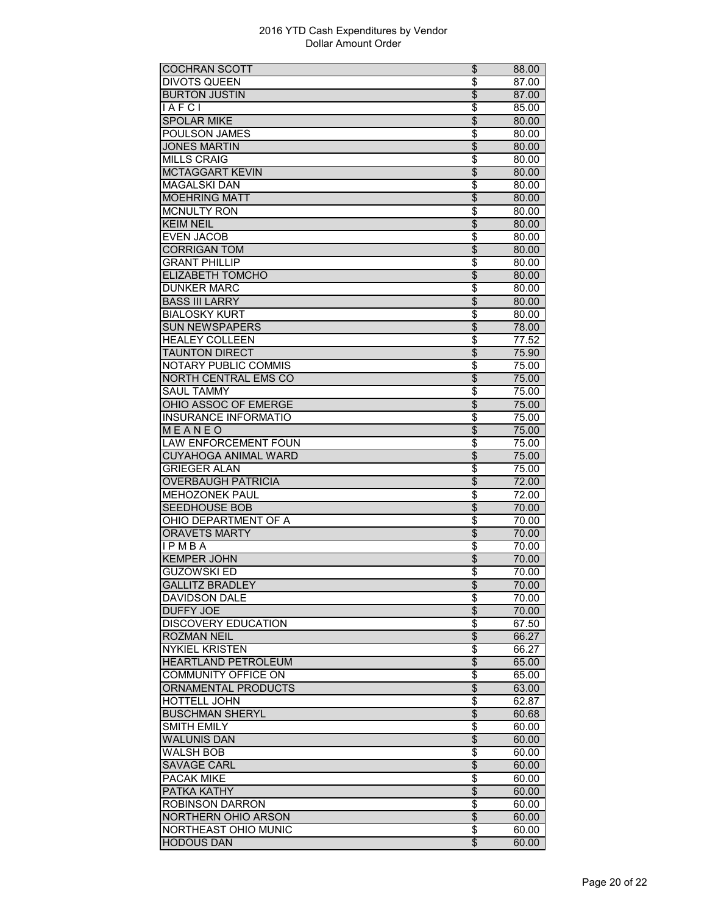# 2016 YTD Cash Expenditures by Vendor
## Dollar Amount Order

| Vendor | | Amount |
|---|---|---|
| COCHRAN SCOTT | $ | 88.00 |
| DIVOTS QUEEN | $ | 87.00 |
| BURTON JUSTIN | $ | 87.00 |
| I A F C I | $ | 85.00 |
| SPOLAR MIKE | $ | 80.00 |
| POULSON JAMES | $ | 80.00 |
| JONES MARTIN | $ | 80.00 |
| MILLS CRAIG | $ | 80.00 |
| MCTAGGART KEVIN | $ | 80.00 |
| MAGALSKI DAN | $ | 80.00 |
| MOEHRING MATT | $ | 80.00 |
| MCNULTY RON | $ | 80.00 |
| KEIM NEIL | $ | 80.00 |
| EVEN JACOB | $ | 80.00 |
| CORRIGAN TOM | $ | 80.00 |
| GRANT PHILLIP | $ | 80.00 |
| ELIZABETH TOMCHO | $ | 80.00 |
| DUNKER MARC | $ | 80.00 |
| BASS III LARRY | $ | 80.00 |
| BIALOSKY KURT | $ | 80.00 |
| SUN NEWSPAPERS | $ | 78.00 |
| HEALEY COLLEEN | $ | 77.52 |
| TAUNTON DIRECT | $ | 75.90 |
| NOTARY PUBLIC COMMIS | $ | 75.00 |
| NORTH CENTRAL EMS CO | $ | 75.00 |
| SAUL TAMMY | $ | 75.00 |
| OHIO ASSOC OF EMERGE | $ | 75.00 |
| INSURANCE INFORMATIO | $ | 75.00 |
| M E A N E O | $ | 75.00 |
| LAW ENFORCEMENT FOUN | $ | 75.00 |
| CUYAHOGA ANIMAL WARD | $ | 75.00 |
| GRIEGER ALAN | $ | 75.00 |
| OVERBAUGH PATRICIA | $ | 72.00 |
| MEHOZONEK PAUL | $ | 72.00 |
| SEEDHOUSE BOB | $ | 70.00 |
| OHIO DEPARTMENT OF A | $ | 70.00 |
| ORAVETS MARTY | $ | 70.00 |
| I P M B A | $ | 70.00 |
| KEMPER JOHN | $ | 70.00 |
| GUZOWSKI ED | $ | 70.00 |
| GALLITZ BRADLEY | $ | 70.00 |
| DAVIDSON DALE | $ | 70.00 |
| DUFFY JOE | $ | 70.00 |
| DISCOVERY EDUCATION | $ | 67.50 |
| ROZMAN NEIL | $ | 66.27 |
| NYKIEL KRISTEN | $ | 66.27 |
| HEARTLAND PETROLEUM | $ | 65.00 |
| COMMUNITY OFFICE ON | $ | 65.00 |
| ORNAMENTAL PRODUCTS | $ | 63.00 |
| HOTTELL JOHN | $ | 62.87 |
| BUSCHMAN SHERYL | $ | 60.68 |
| SMITH EMILY | $ | 60.00 |
| WALUNIS DAN | $ | 60.00 |
| WALSH BOB | $ | 60.00 |
| SAVAGE CARL | $ | 60.00 |
| PACAK MIKE | $ | 60.00 |
| PATKA KATHY | $ | 60.00 |
| ROBINSON DARRON | $ | 60.00 |
| NORTHERN OHIO ARSON | $ | 60.00 |
| NORTHEAST OHIO MUNIC | $ | 60.00 |
| HODOUS DAN | $ | 60.00 |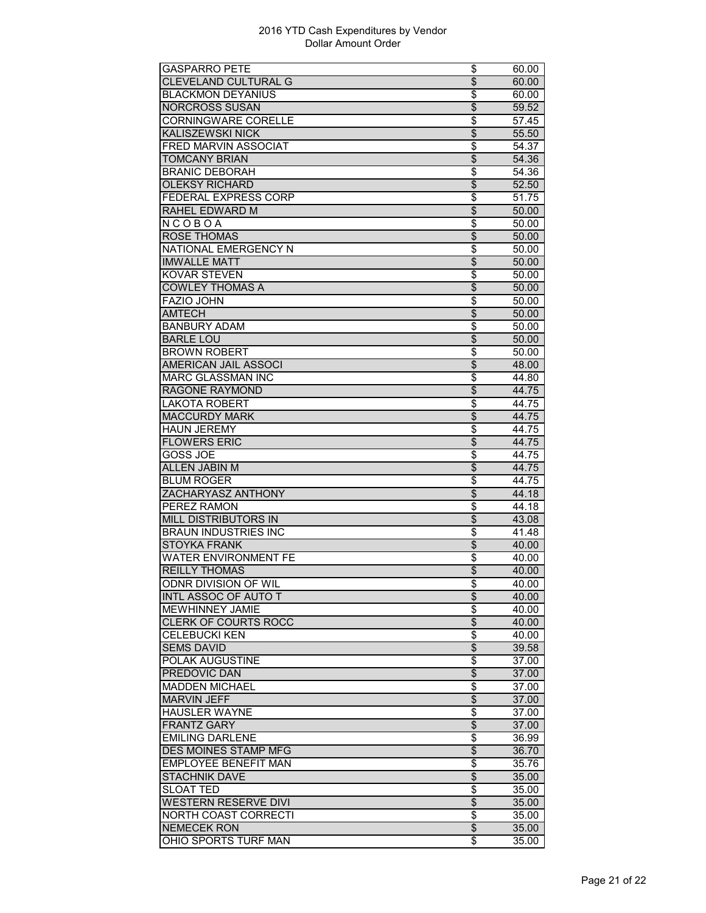# 2016 YTD Cash Expenditures by Vendor
## Dollar Amount Order

| Vendor | | Amount |
|---|---|---|
| GASPARRO PETE | $ | 60.00 |
| CLEVELAND CULTURAL G | $ | 60.00 |
| BLACKMON DEYANIUS | $ | 60.00 |
| NORCROSS SUSAN | $ | 59.52 |
| CORNINGWARE CORELLE | $ | 57.45 |
| KALISZEWSKI NICK | $ | 55.50 |
| FRED MARVIN ASSOCIAT | $ | 54.37 |
| TOMCANY BRIAN | $ | 54.36 |
| BRANIC DEBORAH | $ | 54.36 |
| OLEKSY RICHARD | $ | 52.50 |
| FEDERAL EXPRESS CORP | $ | 51.75 |
| RAHEL EDWARD M | $ | 50.00 |
| N C O B O A | $ | 50.00 |
| ROSE THOMAS | $ | 50.00 |
| NATIONAL EMERGENCY N | $ | 50.00 |
| IMWALLE MATT | $ | 50.00 |
| KOVAR STEVEN | $ | 50.00 |
| COWLEY THOMAS A | $ | 50.00 |
| FAZIO JOHN | $ | 50.00 |
| AMTECH | $ | 50.00 |
| BANBURY ADAM | $ | 50.00 |
| BARLE LOU | $ | 50.00 |
| BROWN ROBERT | $ | 50.00 |
| AMERICAN JAIL ASSOCI | $ | 48.00 |
| MARC GLASSMAN INC | $ | 44.80 |
| RAGONE RAYMOND | $ | 44.75 |
| LAKOTA ROBERT | $ | 44.75 |
| MACCURDY MARK | $ | 44.75 |
| HAUN JEREMY | $ | 44.75 |
| FLOWERS ERIC | $ | 44.75 |
| GOSS JOE | $ | 44.75 |
| ALLEN JABIN M | $ | 44.75 |
| BLUM ROGER | $ | 44.75 |
| ZACHARYASZ ANTHONY | $ | 44.18 |
| PEREZ RAMON | $ | 44.18 |
| MILL DISTRIBUTORS IN | $ | 43.08 |
| BRAUN INDUSTRIES INC | $ | 41.48 |
| STOYKA FRANK | $ | 40.00 |
| WATER ENVIRONMENT FE | $ | 40.00 |
| REILLY THOMAS | $ | 40.00 |
| ODNR DIVISION OF WIL | $ | 40.00 |
| INTL ASSOC OF AUTO T | $ | 40.00 |
| MEWHINNEY JAMIE | $ | 40.00 |
| CLERK OF COURTS ROCC | $ | 40.00 |
| CELEBUCKI KEN | $ | 40.00 |
| SEMS DAVID | $ | 39.58 |
| POLAK AUGUSTINE | $ | 37.00 |
| PREDOVIC DAN | $ | 37.00 |
| MADDEN MICHAEL | $ | 37.00 |
| MARVIN JEFF | $ | 37.00 |
| HAUSLER WAYNE | $ | 37.00 |
| FRANTZ GARY | $ | 37.00 |
| EMILING DARLENE | $ | 36.99 |
| DES MOINES STAMP MFG | $ | 36.70 |
| EMPLOYEE BENEFIT MAN | $ | 35.76 |
| STACHNIK DAVE | $ | 35.00 |
| SLOAT TED | $ | 35.00 |
| WESTERN RESERVE DIVI | $ | 35.00 |
| NORTH COAST CORRECTI | $ | 35.00 |
| NEMECEK RON | $ | 35.00 |
| OHIO SPORTS TURF MAN | $ | 35.00 |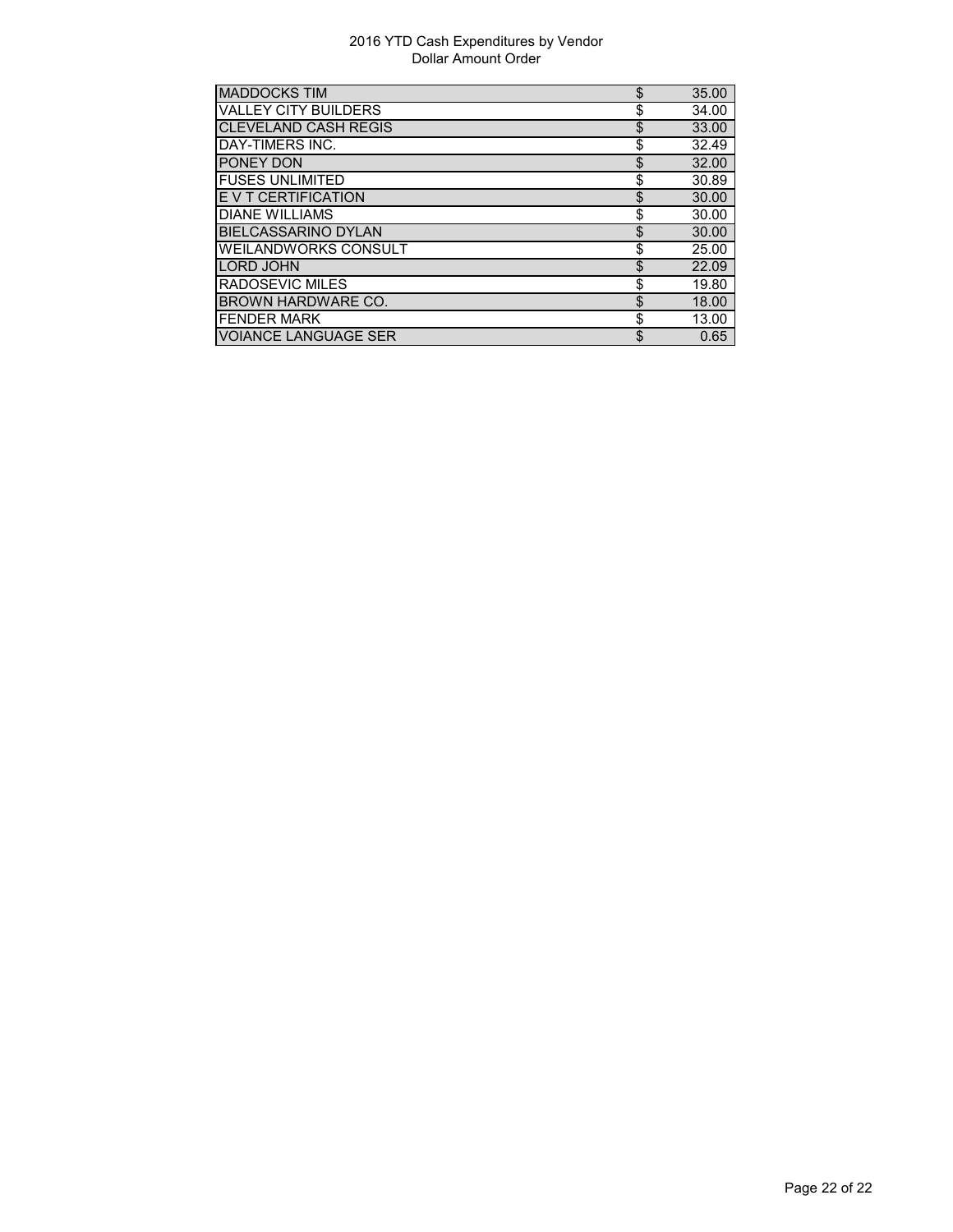2016 YTD Cash Expenditures by Vendor
Dollar Amount Order

| | | |
|---|---|---|
| MADDOCKS TIM | $ | 35.00 |
| VALLEY CITY BUILDERS | $ | 34.00 |
| CLEVELAND CASH REGIS | $ | 33.00 |
| DAY-TIMERS INC. | $ | 32.49 |
| PONEY DON | $ | 32.00 |
| FUSES UNLIMITED | $ | 30.89 |
| E V T CERTIFICATION | $ | 30.00 |
| DIANE WILLIAMS | $ | 30.00 |
| BIELCASSARINO DYLAN | $ | 30.00 |
| WEILANDWORKS CONSULT | $ | 25.00 |
| LORD JOHN | $ | 22.09 |
| RADOSEVIC MILES | $ | 19.80 |
| BROWN HARDWARE CO. | $ | 18.00 |
| FENDER MARK | $ | 13.00 |
| VOIANCE LANGUAGE SER | $ | 0.65 |